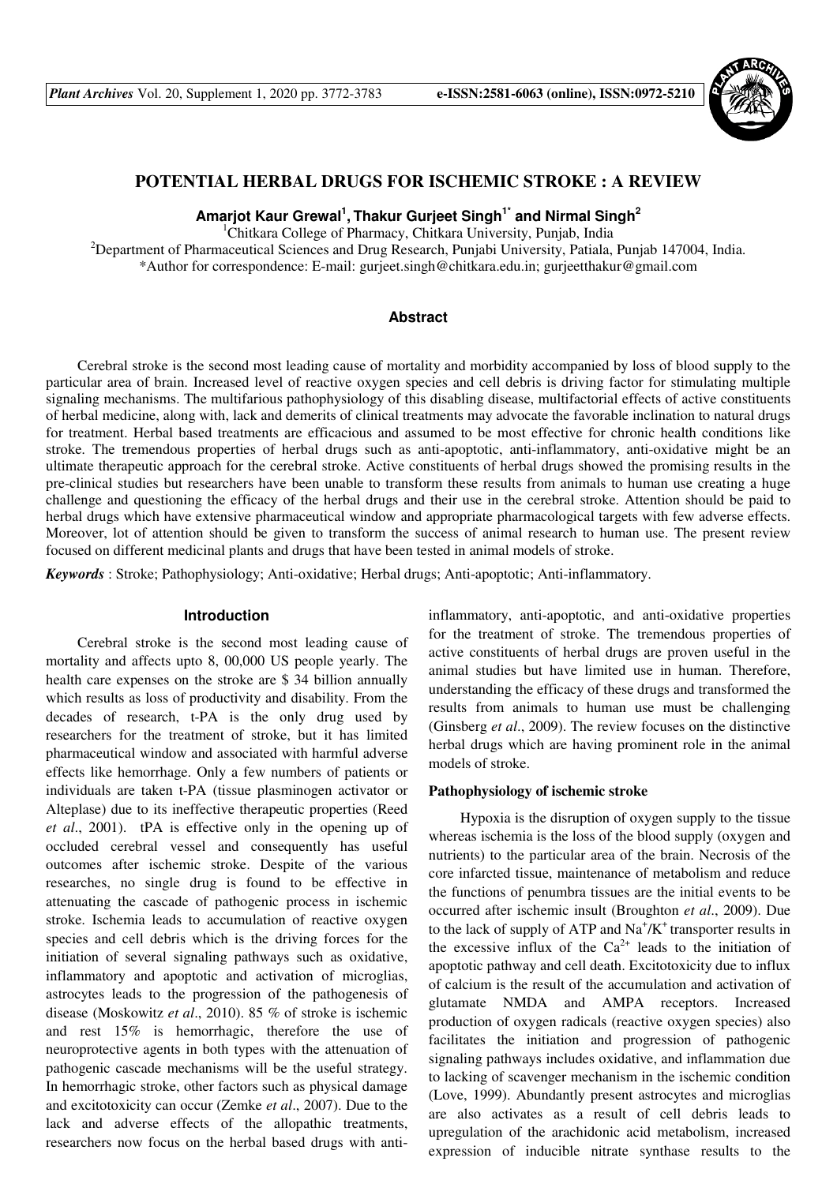# POTENTIAL HERBAL DRUGS FOR ISCHEMIC STROKE : A REVIEW

**Amarjot Kaur Grewal[1], Thakur Gurjeet Singh[1*] and Nirmal Singh[2]**

[1]Chitkara College of Pharmacy, Chitkara University, Punjab, India

[2]Department of Pharmaceutical Sciences and Drug Research, Punjabi University, Patiala, Punjab 147004, India.

*Author for correspondence: E-mail: gurjeet.singh@chitkara.edu.in; gurjeetthakur@gmail.com

## Abstract

Cerebral stroke is the second most leading cause of mortality and morbidity accompanied by loss of blood supply to the particular area of brain. Increased level of reactive oxygen species and cell debris is driving factor for stimulating multiple signaling mechanisms. The multifarious pathophysiology of this disabling disease, multifactorial effects of active constituents of herbal medicine, along with, lack and demerits of clinical treatments may advocate the favorable inclination to natural drugs for treatment. Herbal based treatments are efficacious and assumed to be most effective for chronic health conditions like stroke. The tremendous properties of herbal drugs such as anti-apoptotic, anti-inflammatory, anti-oxidative might be an ultimate therapeutic approach for the cerebral stroke. Active constituents of herbal drugs showed the promising results in the pre-clinical studies but researchers have been unable to transform these results from animals to human use creating a huge challenge and questioning the efficacy of the herbal drugs and their use in the cerebral stroke. Attention should be paid to herbal drugs which have extensive pharmaceutical window and appropriate pharmacological targets with few adverse effects. Moreover, lot of attention should be given to transform the success of animal research to human use. The present review focused on different medicinal plants and drugs that have been tested in animal models of stroke.

*Keywords* : Stroke; Pathophysiology; Anti-oxidative; Herbal drugs; Anti-apoptotic; Anti-inflammatory.

## Introduction

Cerebral stroke is the second most leading cause of mortality and affects upto 8, 00,000 US people yearly. The health care expenses on the stroke are $ 34 billion annually which results as loss of productivity and disability. From the decades of research, t-PA is the only drug used by researchers for the treatment of stroke, but it has limited pharmaceutical window and associated with harmful adverse effects like hemorrhage. Only a few numbers of patients or individuals are taken t-PA (tissue plasminogen activator or Alteplase) due to its ineffective therapeutic properties (Reed *et al*., 2001). tPA is effective only in the opening up of occluded cerebral vessel and consequently has useful outcomes after ischemic stroke. Despite of the various researches, no single drug is found to be effective in attenuating the cascade of pathogenic process in ischemic stroke. Ischemia leads to accumulation of reactive oxygen species and cell debris which is the driving forces for the initiation of several signaling pathways such as oxidative, inflammatory and apoptotic and activation of microglias, astrocytes leads to the progression of the pathogenesis of disease (Moskowitz *et al*., 2010). 85 % of stroke is ischemic and rest 15% is hemorrhagic, therefore the use of neuroprotective agents in both types with the attenuation of pathogenic cascade mechanisms will be the useful strategy. In hemorrhagic stroke, other factors such as physical damage and excitotoxicity can occur (Zemke *et al*., 2007). Due to the lack and adverse effects of the allopathic treatments, researchers now focus on the herbal based drugs with anti-inflammatory, anti-apoptotic, and anti-oxidative properties for the treatment of stroke. The tremendous properties of active constituents of herbal drugs are proven useful in the animal studies but have limited use in human. Therefore, understanding the efficacy of these drugs and transformed the results from animals to human use must be challenging (Ginsberg *et al*., 2009). The review focuses on the distinctive herbal drugs which are having prominent role in the animal models of stroke.

### Pathophysiology of ischemic stroke

Hypoxia is the disruption of oxygen supply to the tissue whereas ischemia is the loss of the blood supply (oxygen and nutrients) to the particular area of the brain. Necrosis of the core infarcted tissue, maintenance of metabolism and reduce the functions of penumbra tissues are the initial events to be occurred after ischemic insult (Broughton *et al*., 2009). Due to the lack of supply of ATP and $Na^+/K^+$ transporter results in the excessive influx of the $Ca^{2+}$ leads to the initiation of apoptotic pathway and cell death. Excitotoxicity due to influx of calcium is the result of the accumulation and activation of glutamate NMDA and AMPA receptors. Increased production of oxygen radicals (reactive oxygen species) also facilitates the initiation and progression of pathogenic signaling pathways includes oxidative, and inflammation due to lacking of scavenger mechanism in the ischemic condition (Love, 1999). Abundantly present astrocytes and microglias are also activates as a result of cell debris leads to upregulation of the arachidonic acid metabolism, increased expression of inducible nitrate synthase results to the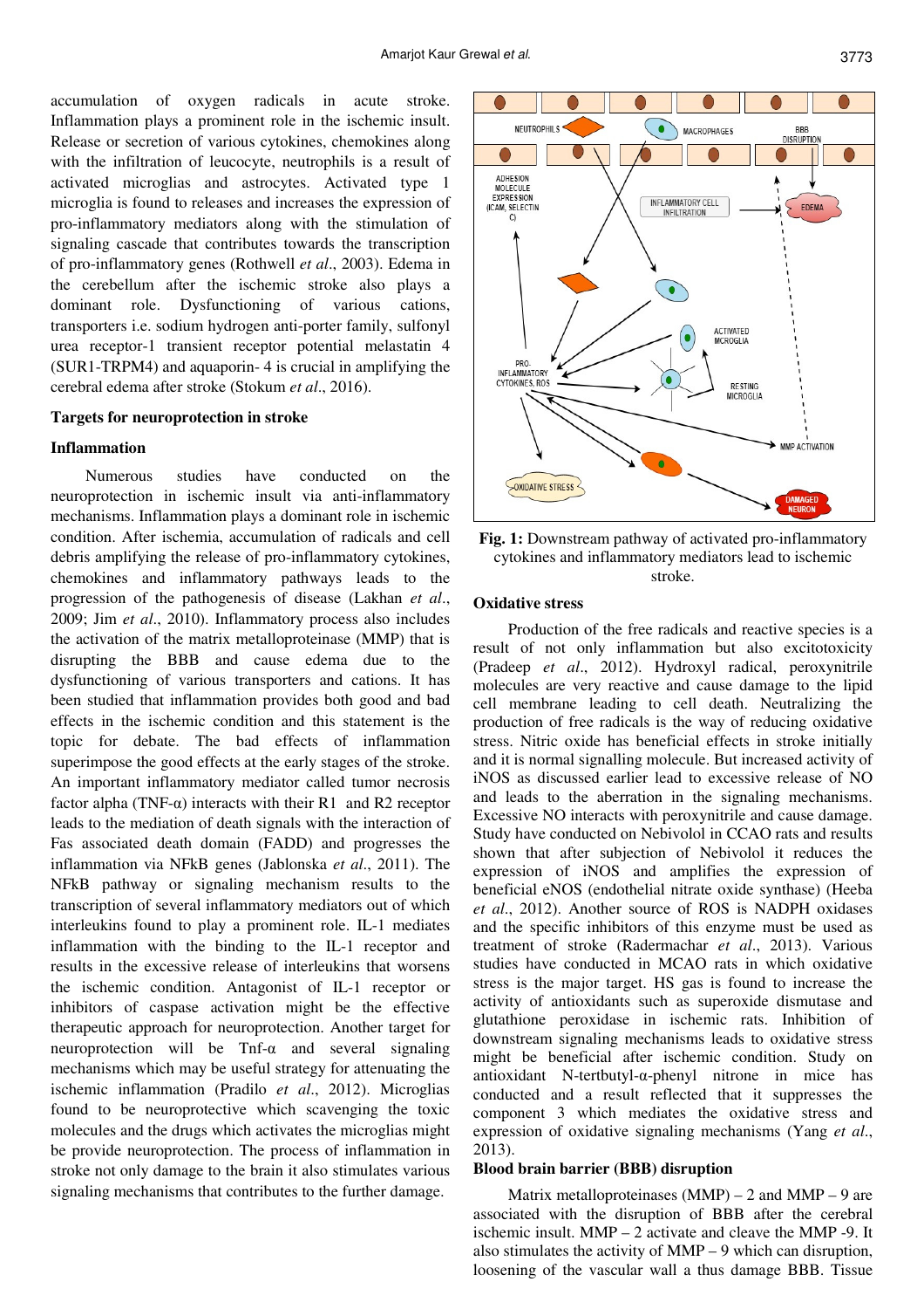accumulation of oxygen radicals in acute stroke. Inflammation plays a prominent role in the ischemic insult. Release or secretion of various cytokines, chemokines along with the infiltration of leucocyte, neutrophils is a result of activated microglias and astrocytes. Activated type 1 microglia is found to releases and increases the expression of pro-inflammatory mediators along with the stimulation of signaling cascade that contributes towards the transcription of pro-inflammatory genes (Rothwell *et al*., 2003). Edema in the cerebellum after the ischemic stroke also plays a dominant role. Dysfunctioning of various cations, transporters i.e. sodium hydrogen anti-porter family, sulfonyl urea receptor-1 transient receptor potential melastatin 4 (SUR1-TRPM4) and aquaporin- 4 is crucial in amplifying the cerebral edema after stroke (Stokum *et al*., 2016).

## Targets for neuroprotection in stroke

### Inflammation

Numerous studies have conducted on the neuroprotection in ischemic insult via anti-inflammatory mechanisms. Inflammation plays a dominant role in ischemic condition. After ischemia, accumulation of radicals and cell debris amplifying the release of pro-inflammatory cytokines, chemokines and inflammatory pathways leads to the progression of the pathogenesis of disease (Lakhan *et al*., 2009; Jim *et al*., 2010). Inflammatory process also includes the activation of the matrix metalloproteinase (MMP) that is disrupting the BBB and cause edema due to the dysfunctioning of various transporters and cations. It has been studied that inflammation provides both good and bad effects in the ischemic condition and this statement is the topic for debate. The bad effects of inflammation superimpose the good effects at the early stages of the stroke. An important inflammatory mediator called tumor necrosis factor alpha (TNF-α) interacts with their R1 and R2 receptor leads to the mediation of death signals with the interaction of Fas associated death domain (FADD) and progresses the inflammation via NFkB genes (Jablonska *et al*., 2011). The NFkB pathway or signaling mechanism results to the transcription of several inflammatory mediators out of which interleukins found to play a prominent role. IL-1 mediates inflammation with the binding to the IL-1 receptor and results in the excessive release of interleukins that worsens the ischemic condition. Antagonist of IL-1 receptor or inhibitors of caspase activation might be the effective therapeutic approach for neuroprotection. Another target for neuroprotection will be Tnf-α and several signaling mechanisms which may be useful strategy for attenuating the ischemic inflammation (Pradilo *et al*., 2012). Microglias found to be neuroprotective which scavenging the toxic molecules and the drugs which activates the microglias might be provide neuroprotection. The process of inflammation in stroke not only damage to the brain it also stimulates various signaling mechanisms that contributes to the further damage.

**Fig. 1:** Downstream pathway of activated pro-inflammatory cytokines and inflammatory mediators lead to ischemic stroke.

### Oxidative stress

Production of the free radicals and reactive species is a result of not only inflammation but also excitotoxicity (Pradeep *et al*., 2012). Hydroxyl radical, peroxynitrile molecules are very reactive and cause damage to the lipid cell membrane leading to cell death. Neutralizing the production of free radicals is the way of reducing oxidative stress. Nitric oxide has beneficial effects in stroke initially and it is normal signalling molecule. But increased activity of iNOS as discussed earlier lead to excessive release of NO and leads to the aberration in the signaling mechanisms. Excessive NO interacts with peroxynitrile and cause damage. Study have conducted on Nebivolol in CCAO rats and results shown that after subjection of Nebivolol it reduces the expression of iNOS and amplifies the expression of beneficial eNOS (endothelial nitrate oxide synthase) (Heeba *et al*., 2012). Another source of ROS is NADPH oxidases and the specific inhibitors of this enzyme must be used as treatment of stroke (Radermachar *et al*., 2013). Various studies have conducted in MCAO rats in which oxidative stress is the major target. HS gas is found to increase the activity of antioxidants such as superoxide dismutase and glutathione peroxidase in ischemic rats. Inhibition of downstream signaling mechanisms leads to oxidative stress might be beneficial after ischemic condition. Study on antioxidant N-tertbutyl-α-phenyl nitrone in mice has conducted and a result reflected that it suppresses the component 3 which mediates the oxidative stress and expression of oxidative signaling mechanisms (Yang *et al*., 2013).

### Blood brain barrier (BBB) disruption

Matrix metalloproteinases (MMP) – 2 and MMP – 9 are associated with the disruption of BBB after the cerebral ischemic insult. MMP – 2 activate and cleave the MMP -9. It also stimulates the activity of MMP – 9 which can disruption, loosening of the vascular wall a thus damage BBB. Tissue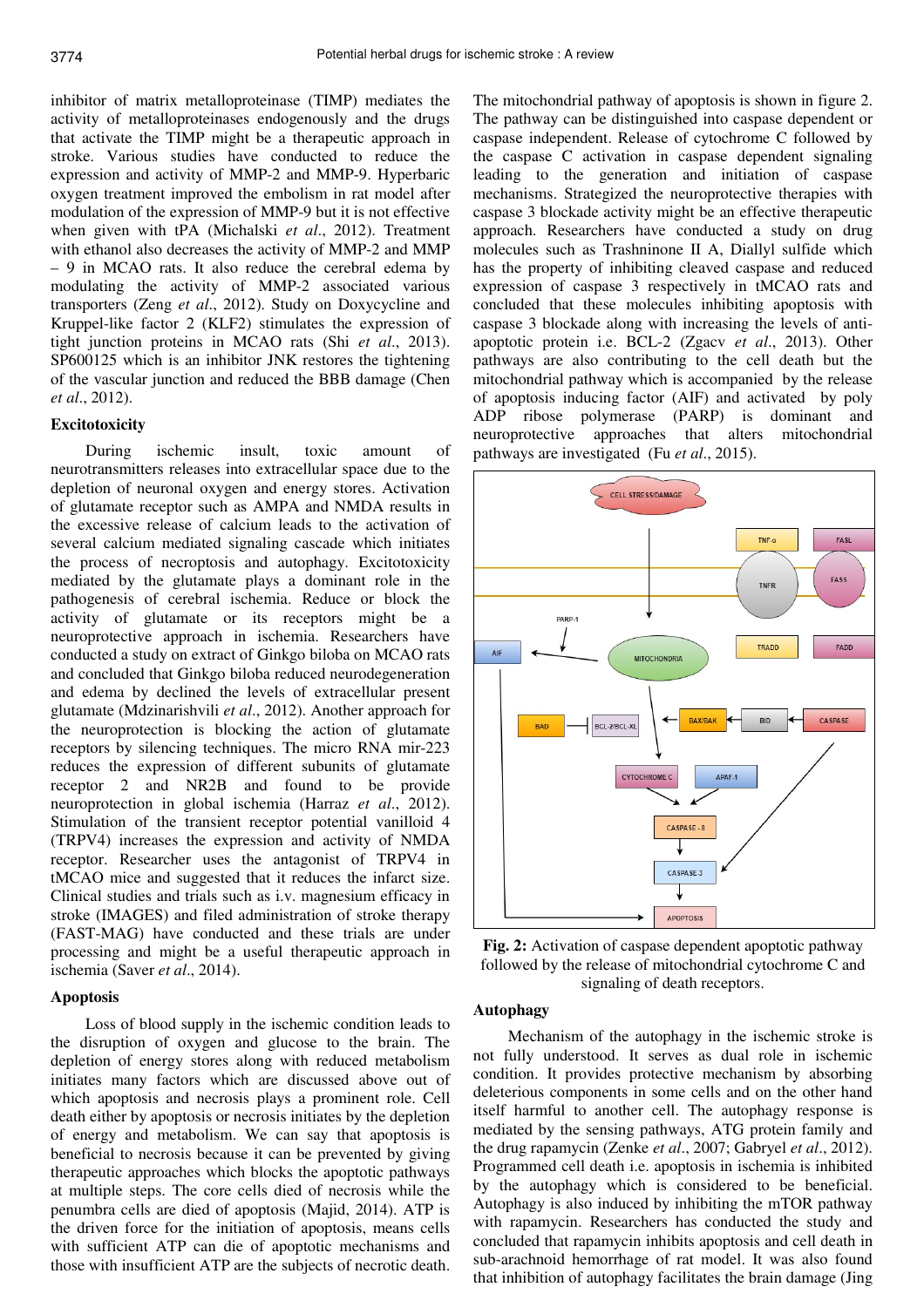inhibitor of matrix metalloproteinase (TIMP) mediates the activity of metalloproteinases endogenously and the drugs that activate the TIMP might be a therapeutic approach in stroke. Various studies have conducted to reduce the expression and activity of MMP-2 and MMP-9. Hyperbaric oxygen treatment improved the embolism in rat model after modulation of the expression of MMP-9 but it is not effective when given with tPA (Michalski *et al*., 2012). Treatment with ethanol also decreases the activity of MMP-2 and MMP – 9 in MCAO rats. It also reduce the cerebral edema by modulating the activity of MMP-2 associated various transporters (Zeng *et al*., 2012). Study on Doxycycline and Kruppel-like factor 2 (KLF2) stimulates the expression of tight junction proteins in MCAO rats (Shi *et al*., 2013). SP600125 which is an inhibitor JNK restores the tightening of the vascular junction and reduced the BBB damage (Chen *et al*., 2012).

### Excitotoxicity

During ischemic insult, toxic amount of neurotransmitters releases into extracellular space due to the depletion of neuronal oxygen and energy stores. Activation of glutamate receptor such as AMPA and NMDA results in the excessive release of calcium leads to the activation of several calcium mediated signaling cascade which initiates the process of necroptosis and autophagy. Excitotoxicity mediated by the glutamate plays a dominant role in the pathogenesis of cerebral ischemia. Reduce or block the activity of glutamate or its receptors might be a neuroprotective approach in ischemia. Researchers have conducted a study on extract of Ginkgo biloba on MCAO rats and concluded that Ginkgo biloba reduced neurodegeneration and edema by declined the levels of extracellular present glutamate (Mdzinarishvili *et al*., 2012). Another approach for the neuroprotection is blocking the action of glutamate receptors by silencing techniques. The micro RNA mir-223 reduces the expression of different subunits of glutamate receptor 2 and NR2B and found to be provide neuroprotection in global ischemia (Harraz *et al*., 2012). Stimulation of the transient receptor potential vanilloid 4 (TRPV4) increases the expression and activity of NMDA receptor. Researcher uses the antagonist of TRPV4 in tMCAO mice and suggested that it reduces the infarct size. Clinical studies and trials such as i.v. magnesium efficacy in stroke (IMAGES) and filed administration of stroke therapy (FAST-MAG) have conducted and these trials are under processing and might be a useful therapeutic approach in ischemia (Saver *et al*., 2014).

### Apoptosis

Loss of blood supply in the ischemic condition leads to the disruption of oxygen and glucose to the brain. The depletion of energy stores along with reduced metabolism initiates many factors which are discussed above out of which apoptosis and necrosis plays a prominent role. Cell death either by apoptosis or necrosis initiates by the depletion of energy and metabolism. We can say that apoptosis is beneficial to necrosis because it can be prevented by giving therapeutic approaches which blocks the apoptotic pathways at multiple steps. The core cells died of necrosis while the penumbra cells are died of apoptosis (Majid, 2014). ATP is the driven force for the initiation of apoptosis, means cells with sufficient ATP can die of apoptotic mechanisms and those with insufficient ATP are the subjects of necrotic death. The mitochondrial pathway of apoptosis is shown in figure 2. The pathway can be distinguished into caspase dependent or caspase independent. Release of cytochrome C followed by the caspase C activation in caspase dependent signaling leading to the generation and initiation of caspase mechanisms. Strategized the neuroprotective therapies with caspase 3 blockade activity might be an effective therapeutic approach. Researchers have conducted a study on drug molecules such as Trashninone II A, Diallyl sulfide which has the property of inhibiting cleaved caspase and reduced expression of caspase 3 respectively in tMCAO rats and concluded that these molecules inhibiting apoptosis with caspase 3 blockade along with increasing the levels of anti-apoptotic protein i.e. BCL-2 (Zgacv *et al*., 2013). Other pathways are also contributing to the cell death but the mitochondrial pathway which is accompanied by the release of apoptosis inducing factor (AIF) and activated by poly ADP ribose polymerase (PARP) is dominant and neuroprotective approaches that alters mitochondrial pathways are investigated (Fu *et al*., 2015).

**Fig. 2:** Activation of caspase dependent apoptotic pathway followed by the release of mitochondrial cytochrome C and signaling of death receptors.

### Autophagy

Mechanism of the autophagy in the ischemic stroke is not fully understood. It serves as dual role in ischemic condition. It provides protective mechanism by absorbing deleterious components in some cells and on the other hand itself harmful to another cell. The autophagy response is mediated by the sensing pathways, ATG protein family and the drug rapamycin (Zenke *et al*., 2007; Gabryel *et al*., 2012). Programmed cell death i.e. apoptosis in ischemia is inhibited by the autophagy which is considered to be beneficial. Autophagy is also induced by inhibiting the mTOR pathway with rapamycin. Researchers has conducted the study and concluded that rapamycin inhibits apoptosis and cell death in sub-arachnoid hemorrhage of rat model. It was also found that inhibition of autophagy facilitates the brain damage (Jing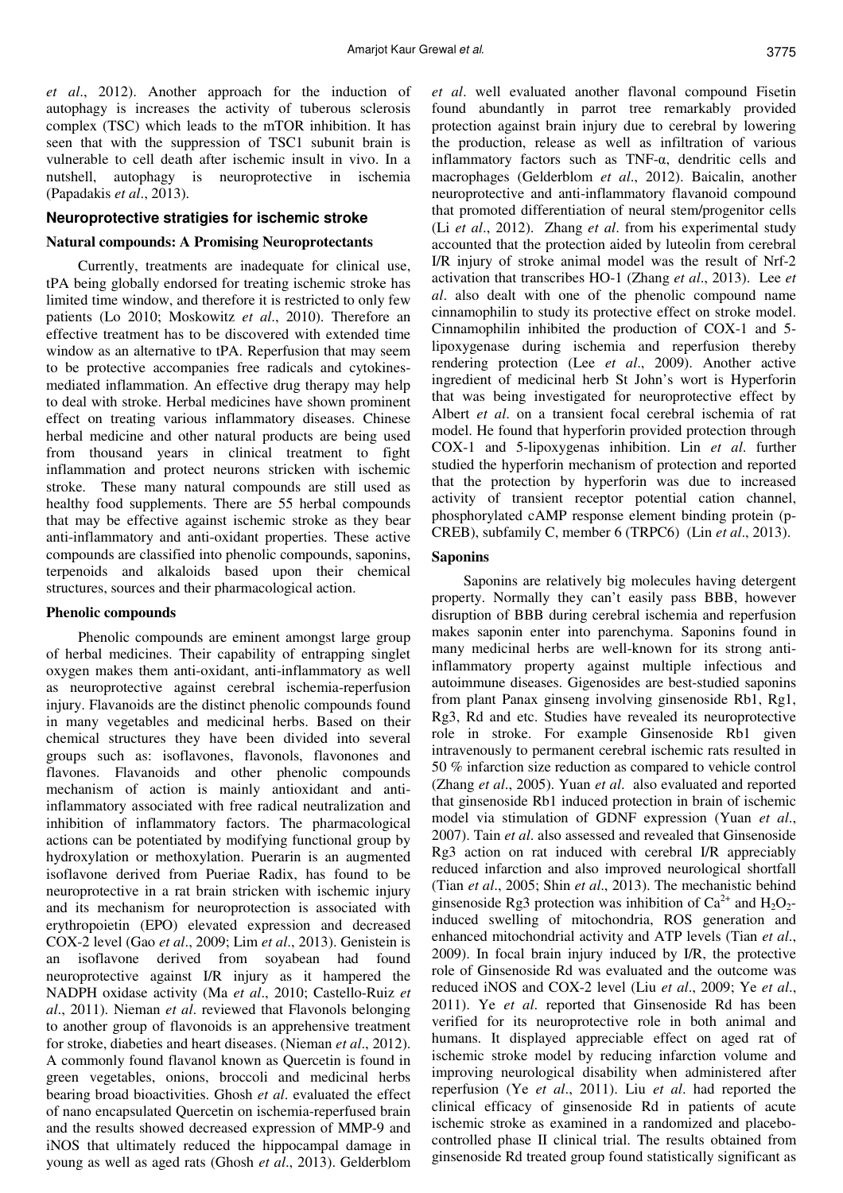*et al*., 2012). Another approach for the induction of autophagy is increases the activity of tuberous sclerosis complex (TSC) which leads to the mTOR inhibition. It has seen that with the suppression of TSC1 subunit brain is vulnerable to cell death after ischemic insult in vivo. In a nutshell, autophagy is neuroprotective in ischemia (Papadakis *et al*., 2013).

## Neuroprotective stratigies for ischemic stroke

### Natural compounds: A Promising Neuroprotectants

Currently, treatments are inadequate for clinical use, tPA being globally endorsed for treating ischemic stroke has limited time window, and therefore it is restricted to only few patients (Lo 2010; Moskowitz *et al*., 2010). Therefore an effective treatment has to be discovered with extended time window as an alternative to tPA. Reperfusion that may seem to be protective accompanies free radicals and cytokines-mediated inflammation. An effective drug therapy may help to deal with stroke. Herbal medicines have shown prominent effect on treating various inflammatory diseases. Chinese herbal medicine and other natural products are being used from thousand years in clinical treatment to fight inflammation and protect neurons stricken with ischemic stroke. These many natural compounds are still used as healthy food supplements. There are 55 herbal compounds that may be effective against ischemic stroke as they bear anti-inflammatory and anti-oxidant properties. These active compounds are classified into phenolic compounds, saponins, terpenoids and alkaloids based upon their chemical structures, sources and their pharmacological action.

### Phenolic compounds

Phenolic compounds are eminent amongst large group of herbal medicines. Their capability of entrapping singlet oxygen makes them anti-oxidant, anti-inflammatory as well as neuroprotective against cerebral ischemia-reperfusion injury. Flavanoids are the distinct phenolic compounds found in many vegetables and medicinal herbs. Based on their chemical structures they have been divided into several groups such as: isoflavones, flavonols, flavonones and flavones. Flavanoids and other phenolic compounds mechanism of action is mainly antioxidant and anti-inflammatory associated with free radical neutralization and inhibition of inflammatory factors. The pharmacological actions can be potentiated by modifying functional group by hydroxylation or methoxylation. Puerarin is an augmented isoflavone derived from Pueriae Radix, has found to be neuroprotective in a rat brain stricken with ischemic injury and its mechanism for neuroprotection is associated with erythropoietin (EPO) elevated expression and decreased COX-2 level (Gao *et al*., 2009; Lim *et al*., 2013). Genistein is an isoflavone derived from soyabean had found neuroprotective against I/R injury as it hampered the NADPH oxidase activity (Ma *et al*., 2010; Castello-Ruiz *et al*., 2011). Nieman *et al*. reviewed that Flavonols belonging to another group of flavonoids is an apprehensive treatment for stroke, diabeties and heart diseases. (Nieman *et al*., 2012). A commonly found flavanol known as Quercetin is found in green vegetables, onions, broccoli and medicinal herbs bearing broad bioactivities. Ghosh *et al*. evaluated the effect of nano encapsulated Quercetin on ischemia-reperfused brain and the results showed decreased expression of MMP-9 and iNOS that ultimately reduced the hippocampal damage in young as well as aged rats (Ghosh *et al*., 2013). Gelderblom *et al*. well evaluated another flavonal compound Fisetin found abundantly in parrot tree remarkably provided protection against brain injury due to cerebral by lowering the production, release as well as infiltration of various inflammatory factors such as TNF-α, dendritic cells and macrophages (Gelderblom *et al*., 2012). Baicalin, another neuroprotective and anti-inflammatory flavanoid compound that promoted differentiation of neural stem/progenitor cells (Li *et al*., 2012). Zhang *et al*. from his experimental study accounted that the protection aided by luteolin from cerebral I/R injury of stroke animal model was the result of Nrf-2 activation that transcribes HO-1 (Zhang *et al*., 2013). Lee *et al*. also dealt with one of the phenolic compound name cinnamophilin to study its protective effect on stroke model. Cinnamophilin inhibited the production of COX-1 and 5-lipoxygenase during ischemia and reperfusion thereby rendering protection (Lee *et al*., 2009). Another active ingredient of medicinal herb St John's wort is Hyperforin that was being investigated for neuroprotective effect by Albert *et al*. on a transient focal cerebral ischemia of rat model. He found that hyperforin provided protection through COX-1 and 5-lipoxygenas inhibition. Lin *et al*. further studied the hyperforin mechanism of protection and reported that the protection by hyperforin was due to increased activity of transient receptor potential cation channel, phosphorylated cAMP response element binding protein (p-CREB), subfamily C, member 6 (TRPC6) (Lin *et al*., 2013).

### Saponins

Saponins are relatively big molecules having detergent property. Normally they can't easily pass BBB, however disruption of BBB during cerebral ischemia and reperfusion makes saponin enter into parenchyma. Saponins found in many medicinal herbs are well-known for its strong anti-inflammatory property against multiple infectious and autoimmune diseases. Gigenosides are best-studied saponins from plant Panax ginseng involving ginsenoside Rb1, Rg1, Rg3, Rd and etc. Studies have revealed its neuroprotective role in stroke. For example Ginsenoside Rb1 given intravenously to permanent cerebral ischemic rats resulted in 50 % infarction size reduction as compared to vehicle control (Zhang *et al*., 2005). Yuan *et al*. also evaluated and reported that ginsenoside Rb1 induced protection in brain of ischemic model via stimulation of GDNF expression (Yuan *et al*., 2007). Tain *et al*. also assessed and revealed that Ginsenoside Rg3 action on rat induced with cerebral I/R appreciably reduced infarction and also improved neurological shortfall (Tian *et al*., 2005; Shin *et al*., 2013). The mechanistic behind ginsenoside Rg3 protection was inhibition of $Ca^{2+}$ and $H_2O_2$-induced swelling of mitochondria, ROS generation and enhanced mitochondrial activity and ATP levels (Tian *et al*., 2009). In focal brain injury induced by I/R, the protective role of Ginsenoside Rd was evaluated and the outcome was reduced iNOS and COX-2 level (Liu *et al*., 2009; Ye *et al*., 2011). Ye *et al*. reported that Ginsenoside Rd has been verified for its neuroprotective role in both animal and humans. It displayed appreciable effect on aged rat of ischemic stroke model by reducing infarction volume and improving neurological disability when administered after reperfusion (Ye *et al*., 2011). Liu *et al*. had reported the clinical efficacy of ginsenoside Rd in patients of acute ischemic stroke as examined in a randomized and placebo-controlled phase II clinical trial. The results obtained from ginsenoside Rd treated group found statistically significant as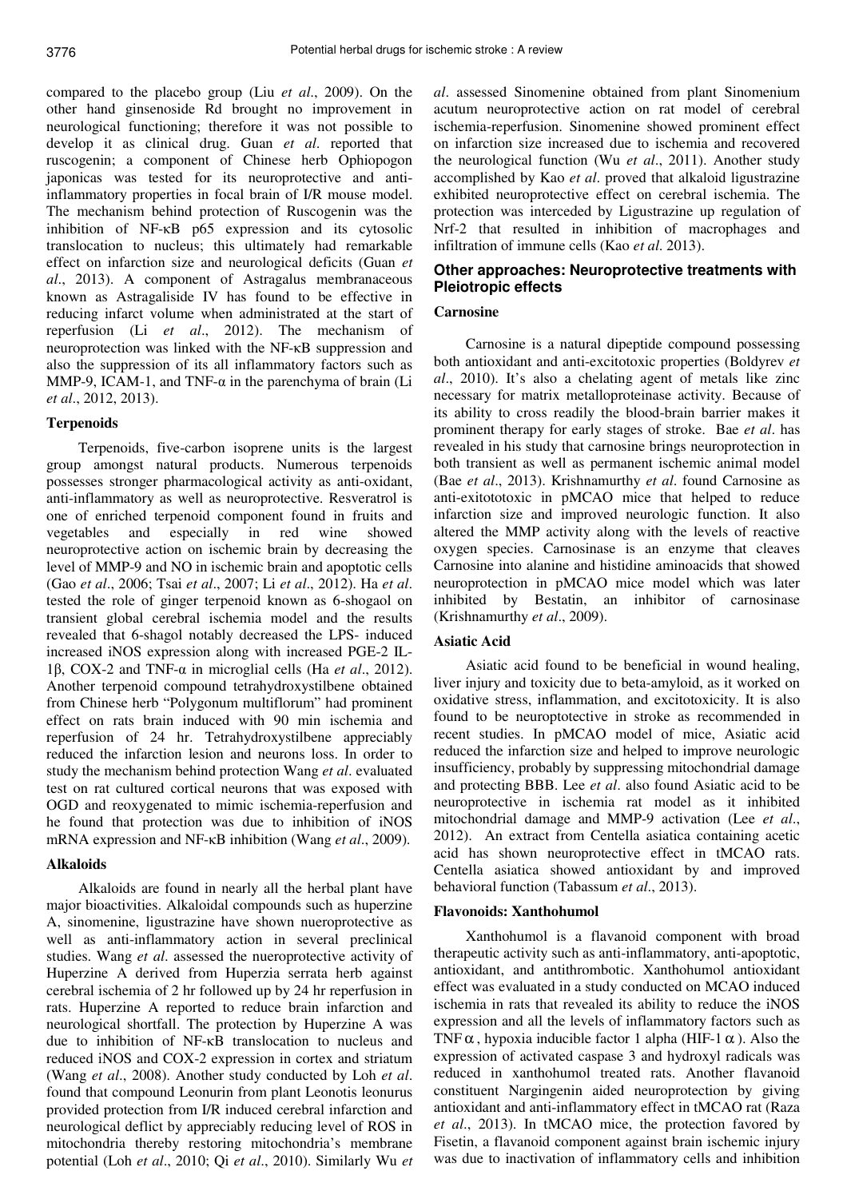compared to the placebo group (Liu *et al*., 2009). On the other hand ginsenoside Rd brought no improvement in neurological functioning; therefore it was not possible to develop it as clinical drug. Guan *et al*. reported that ruscogenin; a component of Chinese herb Ophiopogon japonicas was tested for its neuroprotective and anti-inflammatory properties in focal brain of I/R mouse model. The mechanism behind protection of Ruscogenin was the inhibition of NF-κB p65 expression and its cytosolic translocation to nucleus; this ultimately had remarkable effect on infarction size and neurological deficits (Guan *et al*., 2013). A component of Astragalus membranaceous known as Astragaliside IV has found to be effective in reducing infarct volume when administrated at the start of reperfusion (Li *et al*., 2012). The mechanism of neuroprotection was linked with the NF-κB suppression and also the suppression of its all inflammatory factors such as MMP-9, ICAM-1, and TNF-α in the parenchyma of brain (Li *et al*., 2012, 2013).

### Terpenoids

Terpenoids, five-carbon isoprene units is the largest group amongst natural products. Numerous terpenoids possesses stronger pharmacological activity as anti-oxidant, anti-inflammatory as well as neuroprotective. Resveratrol is one of enriched terpenoid component found in fruits and vegetables and especially in red wine showed neuroprotective action on ischemic brain by decreasing the level of MMP-9 and NO in ischemic brain and apoptotic cells (Gao *et al*., 2006; Tsai *et al*., 2007; Li *et al*., 2012). Ha *et al*. tested the role of ginger terpenoid known as 6-shogaol on transient global cerebral ischemia model and the results revealed that 6-shagol notably decreased the LPS- induced increased iNOS expression along with increased PGE-2 IL-1β, COX-2 and TNF-α in microglial cells (Ha *et al*., 2012). Another terpenoid compound tetrahydroxystilbene obtained from Chinese herb "Polygonum multiflorum" had prominent effect on rats brain induced with 90 min ischemia and reperfusion of 24 hr. Tetrahydroxystilbene appreciably reduced the infarction lesion and neurons loss. In order to study the mechanism behind protection Wang *et al*. evaluated test on rat cultured cortical neurons that was exposed with OGD and reoxygenated to mimic ischemia-reperfusion and he found that protection was due to inhibition of iNOS mRNA expression and NF-κB inhibition (Wang *et al*., 2009).

### Alkaloids

Alkaloids are found in nearly all the herbal plant have major bioactivities. Alkaloidal compounds such as huperzine A, sinomenine, ligustrazine have shown nueroprotective as well as anti-inflammatory action in several preclinical studies. Wang *et al*. assessed the nueroprotective activity of Huperzine A derived from Huperzia serrata herb against cerebral ischemia of 2 hr followed up by 24 hr reperfusion in rats. Huperzine A reported to reduce brain infarction and neurological shortfall. The protection by Huperzine A was due to inhibition of NF-κB translocation to nucleus and reduced iNOS and COX-2 expression in cortex and striatum (Wang *et al*., 2008). Another study conducted by Loh *et al*. found that compound Leonurin from plant Leonotis leonurus provided protection from I/R induced cerebral infarction and neurological deflict by appreciably reducing level of ROS in mitochondria thereby restoring mitochondria's membrane potential (Loh *et al*., 2010; Qi *et al*., 2010). Similarly Wu *et al*. assessed Sinomenine obtained from plant Sinomenium acutum neuroprotective action on rat model of cerebral ischemia-reperfusion. Sinomenine showed prominent effect on infarction size increased due to ischemia and recovered the neurological function (Wu *et al*., 2011). Another study accomplished by Kao *et al*. proved that alkaloid ligustrazine exhibited neuroprotective effect on cerebral ischemia. The protection was interceded by Ligustrazine up regulation of Nrf-2 that resulted in inhibition of macrophages and infiltration of immune cells (Kao *et al*. 2013).

## Other approaches: Neuroprotective treatments with Pleiotropic effects

### Carnosine

Carnosine is a natural dipeptide compound possessing both antioxidant and anti-excitotoxic properties (Boldyrev *et al*., 2010). It's also a chelating agent of metals like zinc necessary for matrix metalloproteinase activity. Because of its ability to cross readily the blood-brain barrier makes it prominent therapy for early stages of stroke. Bae *et al*. has revealed in his study that carnosine brings neuroprotection in both transient as well as permanent ischemic animal model (Bae *et al*., 2013). Krishnamurthy *et al*. found Carnosine as anti-exitototoxic in pMCAO mice that helped to reduce infarction size and improved neurologic function. It also altered the MMP activity along with the levels of reactive oxygen species. Carnosinase is an enzyme that cleaves Carnosine into alanine and histidine aminoacids that showed neuroprotection in pMCAO mice model which was later inhibited by Bestatin, an inhibitor of carnosinase (Krishnamurthy *et al*., 2009).

### Asiatic Acid

Asiatic acid found to be beneficial in wound healing, liver injury and toxicity due to beta-amyloid, as it worked on oxidative stress, inflammation, and excitotoxicity. It is also found to be neuroptotective in stroke as recommended in recent studies. In pMCAO model of mice, Asiatic acid reduced the infarction size and helped to improve neurologic insufficiency, probably by suppressing mitochondrial damage and protecting BBB. Lee *et al*. also found Asiatic acid to be neuroprotective in ischemia rat model as it inhibited mitochondrial damage and MMP-9 activation (Lee *et al*., 2012). An extract from Centella asiatica containing acetic acid has shown neuroprotective effect in tMCAO rats. Centella asiatica showed antioxidant by and improved behavioral function (Tabassum *et al*., 2013).

### Flavonoids: Xanthohumol

Xanthohumol is a flavanoid component with broad therapeutic activity such as anti-inflammatory, anti-apoptotic, antioxidant, and antithrombotic. Xanthohumol antioxidant effect was evaluated in a study conducted on MCAO induced ischemia in rats that revealed its ability to reduce the iNOS expression and all the levels of inflammatory factors such as TNF α, hypoxia inducible factor 1 alpha (HIF-1 α). Also the expression of activated caspase 3 and hydroxyl radicals was reduced in xanthohumol treated rats. Another flavanoid constituent Nargingenin aided neuroprotection by giving antioxidant and anti-inflammatory effect in tMCAO rat (Raza *et al*., 2013). In tMCAO mice, the protection favored by Fisetin, a flavanoid component against brain ischemic injury was due to inactivation of inflammatory cells and inhibition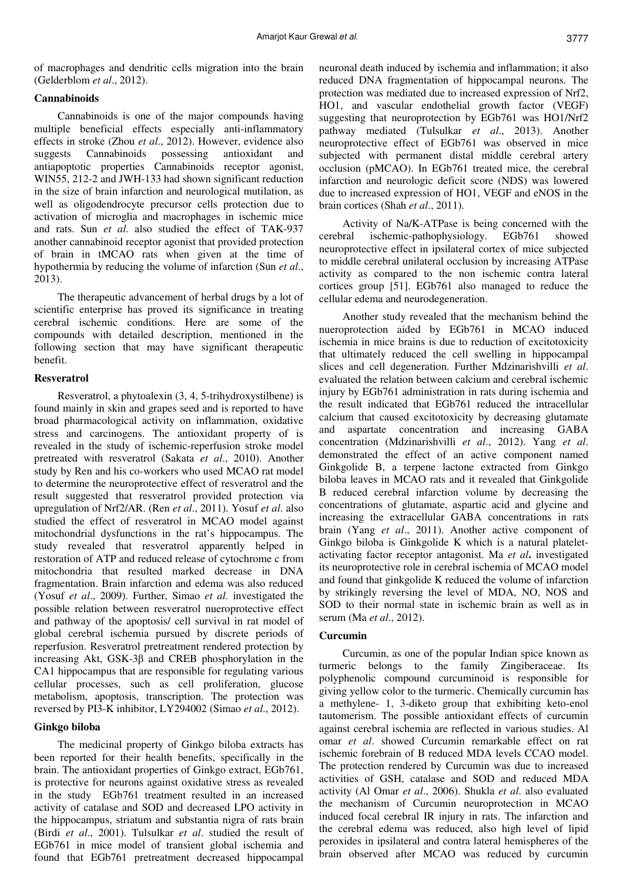of macrophages and dendritic cells migration into the brain (Gelderblom *et al*., 2012).

### Cannabinoids

Cannabinoids is one of the major compounds having multiple beneficial effects especially anti-inflammatory effects in stroke (Zhou *et al*., 2012). However, evidence also suggests Cannabinoids possessing antioxidant and antiapoptotic properties Cannabinoids receptor agonist, WIN55, 212-2 and JWH-133 had shown significant reduction in the size of brain infarction and neurological mutilation, as well as oligodendrocyte precursor cells protection due to activation of microglia and macrophages in ischemic mice and rats. Sun *et al*. also studied the effect of TAK-937 another cannabinoid receptor agonist that provided protection of brain in tMCAO rats when given at the time of hypothermia by reducing the volume of infarction (Sun *et al*., 2013).

The therapeutic advancement of herbal drugs by a lot of scientific enterprise has proved its significance in treating cerebral ischemic conditions. Here are some of the compounds with detailed description, mentioned in the following section that may have significant therapeutic benefit.

### Resveratrol

Resveratrol, a phytoalexin (3, 4, 5-trihydroxystilbene) is found mainly in skin and grapes seed and is reported to have broad pharmacological activity on inflammation, oxidative stress and carcinogens. The antioxidant property of is revealed in the study of ischemic-reperfusion stroke model pretreated with resveratrol (Sakata *et al*., 2010). Another study by Ren and his co-workers who used MCAO rat model to determine the neuroprotective effect of resveratrol and the result suggested that resveratrol provided protection via upregulation of Nrf2/AR. (Ren *et al*., 2011). Yosuf *et al*. also studied the effect of resveratrol in MCAO model against mitochondrial dysfunctions in the rat's hippocampus. The study revealed that resveratrol apparently helped in restoration of ATP and reduced release of cytochrome c from mitochondria that resulted marked decrease in DNA fragmentation. Brain infarction and edema was also reduced (Yosuf *et al*., 2009). Further, Simao *et al*. investigated the possible relation between resveratrol nueroprotective effect and pathway of the apoptosis/ cell survival in rat model of global cerebral ischemia pursued by discrete periods of reperfusion. Resveratrol pretreatment rendered protection by increasing Akt, GSK-3β and CREB phosphorylation in the CA1 hippocampus that are responsible for regulating various cellular processes, such as cell proliferation, glucose metabolism, apoptosis, transcription. The protection was reversed by PI3-K inhibitor, LY294002 (Simao *et al*., 2012).

### Ginkgo biloba

The medicinal property of Ginkgo biloba extracts has been reported for their health benefits, specifically in the brain. The antioxidant properties of Ginkgo extract, EGb761, is protective for neurons against oxidative stress as revealed in the study EGb761 treatment resulted in an increased activity of catalase and SOD and decreased LPO activity in the hippocampus, striatum and substantia nigra of rats brain (Birdi *et al*., 2001). Tulsulkar *et al*. studied the result of EGb761 in mice model of transient global ischemia and found that EGb761 pretreatment decreased hippocampal neuronal death induced by ischemia and inflammation; it also reduced DNA fragmentation of hippocampal neurons. The protection was mediated due to increased expression of Nrf2, HO1, and vascular endothelial growth factor (VEGF) suggesting that neuroprotection by EGb761 was HO1/Nrf2 pathway mediated (Tulsulkar *et al*., 2013). Another neuroprotective effect of EGb761 was observed in mice subjected with permanent distal middle cerebral artery occlusion (pMCAO). In EGb761 treated mice, the cerebral infarction and neurologic deficit score (NDS) was lowered due to increased expression of HO1, VEGF and eNOS in the brain cortices (Shah *et al*., 2011).

Activity of Na/K-ATPase is being concerned with the cerebral ischemic-pathophysiology. EGb761 showed neuroprotective effect in ipsilateral cortex of mice subjected to middle cerebral unilateral occlusion by increasing ATPase activity as compared to the non ischemic contra lateral cortices group [51]. EGb761 also managed to reduce the cellular edema and neurodegeneration.

Another study revealed that the mechanism behind the nueroprotection aided by EGb761 in MCAO induced ischemia in mice brains is due to reduction of excitotoxicity that ultimately reduced the cell swelling in hippocampal slices and cell degeneration. Further Mdzinarishvilli *et al*. evaluated the relation between calcium and cerebral ischemic injury by EGb761 administration in rats during ischemia and the result indicated that EGb761 reduced the intracellular calcium that caused excitotoxicity by decreasing glutamate and aspartate concentration and increasing GABA concentration (Mdzinarishvilli *et al*., 2012). Yang *et al*. demonstrated the effect of an active component named Ginkgolide B, a terpene lactone extracted from Ginkgo biloba leaves in MCAO rats and it revealed that Ginkgolide B reduced cerebral infarction volume by decreasing the concentrations of glutamate, aspartic acid and glycine and increasing the extracellular GABA concentrations in rats brain (Yang *et al*., 2011). Another active component of Ginkgo biloba is Ginkgolide K which is a natural platelet-activating factor receptor antagonist. Ma *et al*. investigated its neuroprotective role in cerebral ischemia of MCAO model and found that ginkgolide K reduced the volume of infarction by strikingly reversing the level of MDA, NO, NOS and SOD to their normal state in ischemic brain as well as in serum (Ma *et al*., 2012).

### Curcumin

Curcumin, as one of the popular Indian spice known as turmeric belongs to the family Zingiberaceae. Its polyphenolic compound curcuminoid is responsible for giving yellow color to the turmeric. Chemically curcumin has a methylene- 1, 3-diketo group that exhibiting keto-enol tautomerism. The possible antioxidant effects of curcumin against cerebral ischemia are reflected in various studies. Al omar *et al*. showed Curcumin remarkable effect on rat ischemic forebrain of B reduced MDA levels CCAO model. The protection rendered by Curcumin was due to increased activities of GSH, catalase and SOD and reduced MDA activity (Al Omar *et al*., 2006). Shukla *et al*. also evaluated the mechanism of Curcumin neuroprotection in MCAO induced focal cerebral IR injury in rats. The infarction and the cerebral edema was reduced, also high level of lipid peroxides in ipsilateral and contra lateral hemispheres of the brain observed after MCAO was reduced by curcumin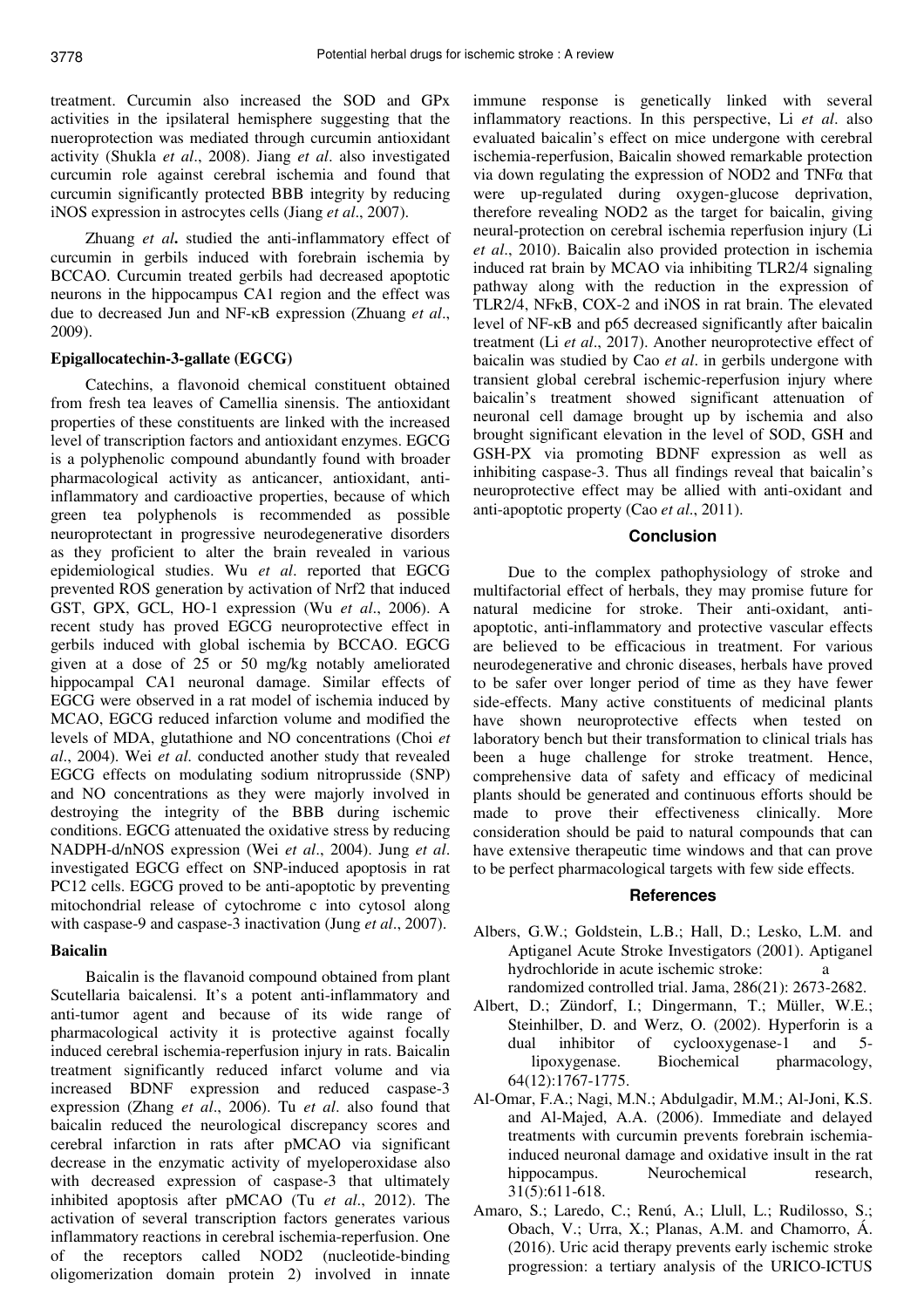treatment. Curcumin also increased the SOD and GPx activities in the ipsilateral hemisphere suggesting that the nueroprotection was mediated through curcumin antioxidant activity (Shukla *et al*., 2008). Jiang *et al*. also investigated curcumin role against cerebral ischemia and found that curcumin significantly protected BBB integrity by reducing iNOS expression in astrocytes cells (Jiang *et al*., 2007).

Zhuang *et al***.** studied the anti-inflammatory effect of curcumin in gerbils induced with forebrain ischemia by BCCAO. Curcumin treated gerbils had decreased apoptotic neurons in the hippocampus CA1 region and the effect was due to decreased Jun and NF-κB expression (Zhuang *et al*., 2009).

**Epigallocatechin-3-gallate (EGCG)**

Catechins, a flavonoid chemical constituent obtained from fresh tea leaves of Camellia sinensis. The antioxidant properties of these constituents are linked with the increased level of transcription factors and antioxidant enzymes. EGCG is a polyphenolic compound abundantly found with broader pharmacological activity as anticancer, antioxidant, anti-inflammatory and cardioactive properties, because of which green tea polyphenols is recommended as possible neuroprotectant in progressive neurodegenerative disorders as they proficient to alter the brain revealed in various epidemiological studies. Wu *et al*. reported that EGCG prevented ROS generation by activation of Nrf2 that induced GST, GPX, GCL, HO-1 expression (Wu *et al*., 2006). A recent study has proved EGCG neuroprotective effect in gerbils induced with global ischemia by BCCAO. EGCG given at a dose of 25 or 50 mg/kg notably ameliorated hippocampal CA1 neuronal damage. Similar effects of EGCG were observed in a rat model of ischemia induced by MCAO, EGCG reduced infarction volume and modified the levels of MDA, glutathione and NO concentrations (Choi *et al*., 2004). Wei *et al.* conducted another study that revealed EGCG effects on modulating sodium nitroprusside (SNP) and NO concentrations as they were majorly involved in destroying the integrity of the BBB during ischemic conditions. EGCG attenuated the oxidative stress by reducing NADPH-d/nNOS expression (Wei *et al*., 2004). Jung *et al*. investigated EGCG effect on SNP-induced apoptosis in rat PC12 cells. EGCG proved to be anti-apoptotic by preventing mitochondrial release of cytochrome c into cytosol along with caspase-9 and caspase-3 inactivation (Jung *et al*., 2007).

**Baicalin**

Baicalin is the flavanoid compound obtained from plant Scutellaria baicalensi. It's a potent anti-inflammatory and anti-tumor agent and because of its wide range of pharmacological activity it is protective against focally induced cerebral ischemia-reperfusion injury in rats. Baicalin treatment significantly reduced infarct volume and via increased BDNF expression and reduced caspase-3 expression (Zhang *et al*., 2006). Tu *et al*. also found that baicalin reduced the neurological discrepancy scores and cerebral infarction in rats after pMCAO via significant decrease in the enzymatic activity of myeloperoxidase also with decreased expression of caspase-3 that ultimately inhibited apoptosis after pMCAO (Tu *et al*., 2012). The activation of several transcription factors generates various inflammatory reactions in cerebral ischemia-reperfusion. One of the receptors called NOD2 (nucleotide-binding oligomerization domain protein 2) involved in innate immune response is genetically linked with several inflammatory reactions. In this perspective, Li *et al*. also evaluated baicalin's effect on mice undergone with cerebral ischemia-reperfusion, Baicalin showed remarkable protection via down regulating the expression of NOD2 and TNFα that were up-regulated during oxygen-glucose deprivation, therefore revealing NOD2 as the target for baicalin, giving neural-protection on cerebral ischemia reperfusion injury (Li *et al*., 2010). Baicalin also provided protection in ischemia induced rat brain by MCAO via inhibiting TLR2/4 signaling pathway along with the reduction in the expression of TLR2/4, NFκB, COX-2 and iNOS in rat brain. The elevated level of NF-κB and p65 decreased significantly after baicalin treatment (Li *et al*., 2017). Another neuroprotective effect of baicalin was studied by Cao *et al*. in gerbils undergone with transient global cerebral ischemic-reperfusion injury where baicalin's treatment showed significant attenuation of neuronal cell damage brought up by ischemia and also brought significant elevation in the level of SOD, GSH and GSH-PX via promoting BDNF expression as well as inhibiting caspase-3. Thus all findings reveal that baicalin's neuroprotective effect may be allied with anti-oxidant and anti-apoptotic property (Cao *et al*., 2011).

## Conclusion

Due to the complex pathophysiology of stroke and multifactorial effect of herbals, they may promise future for natural medicine for stroke. Their anti-oxidant, anti-apoptotic, anti-inflammatory and protective vascular effects are believed to be efficacious in treatment. For various neurodegenerative and chronic diseases, herbals have proved to be safer over longer period of time as they have fewer side-effects. Many active constituents of medicinal plants have shown neuroprotective effects when tested on laboratory bench but their transformation to clinical trials has been a huge challenge for stroke treatment. Hence, comprehensive data of safety and efficacy of medicinal plants should be generated and continuous efforts should be made to prove their effectiveness clinically. More consideration should be paid to natural compounds that can have extensive therapeutic time windows and that can prove to be perfect pharmacological targets with few side effects.

## References

Albers, G.W.; Goldstein, L.B.; Hall, D.; Lesko, L.M. and Aptiganel Acute Stroke Investigators (2001). Aptiganel hydrochloride in acute ischemic stroke: a randomized controlled trial. Jama, 286(21): 2673-2682.

Albert, D.; Zündorf, I.; Dingermann, T.; Müller, W.E.; Steinhilber, D. and Werz, O. (2002). Hyperforin is a dual inhibitor of cyclooxygenase-1 and 5-lipoxygenase. Biochemical pharmacology, 64(12):1767-1775.

Al-Omar, F.A.; Nagi, M.N.; Abdulgadir, M.M.; Al-Joni, K.S. and Al-Majed, A.A. (2006). Immediate and delayed treatments with curcumin prevents forebrain ischemia-induced neuronal damage and oxidative insult in the rat hippocampus. Neurochemical research, 31(5):611-618.

Amaro, S.; Laredo, C.; Renú, A.; Llull, L.; Rudilosso, S.; Obach, V.; Urra, X.; Planas, A.M. and Chamorro, Á. (2016). Uric acid therapy prevents early ischemic stroke progression: a tertiary analysis of the URICO-ICTUS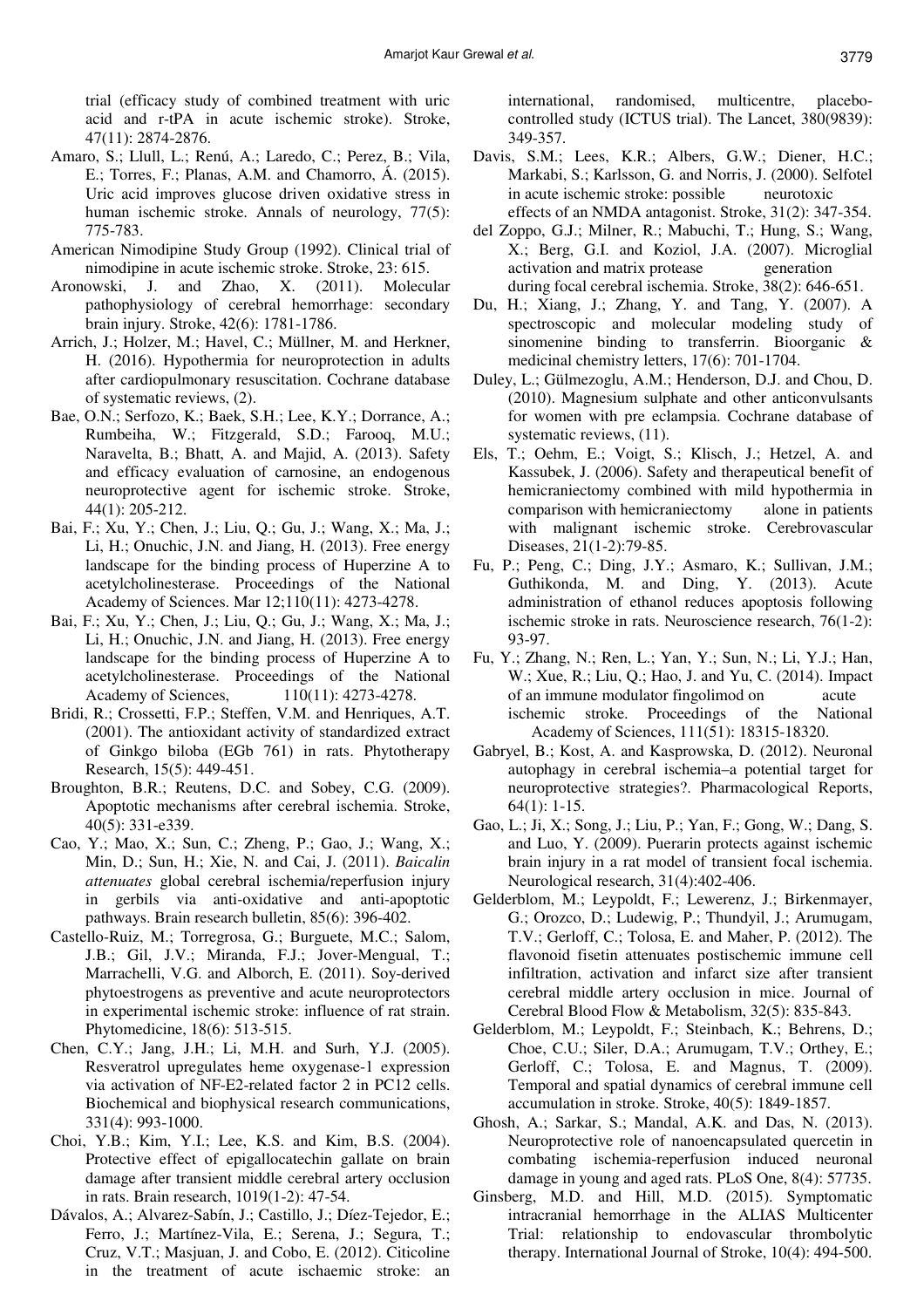trial (efficacy study of combined treatment with uric acid and r-tPA in acute ischemic stroke). Stroke, 47(11): 2874-2876.

Amaro, S.; Llull, L.; Renú, A.; Laredo, C.; Perez, B.; Vila, E.; Torres, F.; Planas, A.M. and Chamorro, Á. (2015). Uric acid improves glucose driven oxidative stress in human ischemic stroke. Annals of neurology, 77(5): 775-783.

American Nimodipine Study Group (1992). Clinical trial of nimodipine in acute ischemic stroke. Stroke, 23: 615.

Aronowski, J. and Zhao, X. (2011). Molecular pathophysiology of cerebral hemorrhage: secondary brain injury. Stroke, 42(6): 1781-1786.

Arrich, J.; Holzer, M.; Havel, C.; Müllner, M. and Herkner, H. (2016). Hypothermia for neuroprotection in adults after cardiopulmonary resuscitation. Cochrane database of systematic reviews, (2).

Bae, O.N.; Serfozo, K.; Baek, S.H.; Lee, K.Y.; Dorrance, A.; Rumbeiha, W.; Fitzgerald, S.D.; Farooq, M.U.; Naravelta, B.; Bhatt, A. and Majid, A. (2013). Safety and efficacy evaluation of carnosine, an endogenous neuroprotective agent for ischemic stroke. Stroke, 44(1): 205-212.

Bai, F.; Xu, Y.; Chen, J.; Liu, Q.; Gu, J.; Wang, X.; Ma, J.; Li, H.; Onuchic, J.N. and Jiang, H. (2013). Free energy landscape for the binding process of Huperzine A to acetylcholinesterase. Proceedings of the National Academy of Sciences. Mar 12;110(11): 4273-4278.

Bai, F.; Xu, Y.; Chen, J.; Liu, Q.; Gu, J.; Wang, X.; Ma, J.; Li, H.; Onuchic, J.N. and Jiang, H. (2013). Free energy landscape for the binding process of Huperzine A to acetylcholinesterase. Proceedings of the National Academy of Sciences, 110(11): 4273-4278.

Bridi, R.; Crossetti, F.P.; Steffen, V.M. and Henriques, A.T. (2001). The antioxidant activity of standardized extract of Ginkgo biloba (EGb 761) in rats. Phytotherapy Research, 15(5): 449-451.

Broughton, B.R.; Reutens, D.C. and Sobey, C.G. (2009). Apoptotic mechanisms after cerebral ischemia. Stroke, 40(5): 331-e339.

Cao, Y.; Mao, X.; Sun, C.; Zheng, P.; Gao, J.; Wang, X.; Min, D.; Sun, H.; Xie, N. and Cai, J. (2011). *Baicalin attenuates* global cerebral ischemia/reperfusion injury in gerbils via anti-oxidative and anti-apoptotic pathways. Brain research bulletin, 85(6): 396-402.

Castello-Ruiz, M.; Torregrosa, G.; Burguete, M.C.; Salom, J.B.; Gil, J.V.; Miranda, F.J.; Jover-Mengual, T.; Marrachelli, V.G. and Alborch, E. (2011). Soy-derived phytoestrogens as preventive and acute neuroprotectors in experimental ischemic stroke: influence of rat strain. Phytomedicine, 18(6): 513-515.

Chen, C.Y.; Jang, J.H.; Li, M.H. and Surh, Y.J. (2005). Resveratrol upregulates heme oxygenase-1 expression via activation of NF-E2-related factor 2 in PC12 cells. Biochemical and biophysical research communications, 331(4): 993-1000.

Choi, Y.B.; Kim, Y.I.; Lee, K.S. and Kim, B.S. (2004). Protective effect of epigallocatechin gallate on brain damage after transient middle cerebral artery occlusion in rats. Brain research, 1019(1-2): 47-54.

Dávalos, A.; Alvarez-Sabín, J.; Castillo, J.; Díez-Tejedor, E.; Ferro, J.; Martínez-Vila, E.; Serena, J.; Segura, T.; Cruz, V.T.; Masjuan, J. and Cobo, E. (2012). Citicoline in the treatment of acute ischaemic stroke: an international, randomised, multicentre, placebo-controlled study (ICTUS trial). The Lancet, 380(9839): 349-357.

Davis, S.M.; Lees, K.R.; Albers, G.W.; Diener, H.C.; Markabi, S.; Karlsson, G. and Norris, J. (2000). Selfotel in acute ischemic stroke: possible neurotoxic effects of an NMDA antagonist. Stroke, 31(2): 347-354.

del Zoppo, G.J.; Milner, R.; Mabuchi, T.; Hung, S.; Wang, X.; Berg, G.I. and Koziol, J.A. (2007). Microglial activation and matrix protease generation during focal cerebral ischemia. Stroke, 38(2): 646-651.

Du, H.; Xiang, J.; Zhang, Y. and Tang, Y. (2007). A spectroscopic and molecular modeling study of sinomenine binding to transferrin. Bioorganic & medicinal chemistry letters, 17(6): 701-1704.

Duley, L.; Gülmezoglu, A.M.; Henderson, D.J. and Chou, D. (2010). Magnesium sulphate and other anticonvulsants for women with pre eclampsia. Cochrane database of systematic reviews, (11).

Els, T.; Oehm, E.; Voigt, S.; Klisch, J.; Hetzel, A. and Kassubek, J. (2006). Safety and therapeutical benefit of hemicraniectomy combined with mild hypothermia in comparison with hemicraniectomy alone in patients with malignant ischemic stroke. Cerebrovascular Diseases, 21(1-2):79-85.

Fu, P.; Peng, C.; Ding, J.Y.; Asmaro, K.; Sullivan, J.M.; Guthikonda, M. and Ding, Y. (2013). Acute administration of ethanol reduces apoptosis following ischemic stroke in rats. Neuroscience research, 76(1-2): 93-97.

Fu, Y.; Zhang, N.; Ren, L.; Yan, Y.; Sun, N.; Li, Y.J.; Han, W.; Xue, R.; Liu, Q.; Hao, J. and Yu, C. (2014). Impact of an immune modulator fingolimod on acute ischemic stroke. Proceedings of the National Academy of Sciences, 111(51): 18315-18320.

Gabryel, B.; Kost, A. and Kasprowska, D. (2012). Neuronal autophagy in cerebral ischemia–a potential target for neuroprotective strategies?. Pharmacological Reports, 64(1): 1-15.

Gao, L.; Ji, X.; Song, J.; Liu, P.; Yan, F.; Gong, W.; Dang, S. and Luo, Y. (2009). Puerarin protects against ischemic brain injury in a rat model of transient focal ischemia. Neurological research, 31(4):402-406.

Gelderblom, M.; Leypoldt, F.; Lewerenz, J.; Birkenmayer, G.; Orozco, D.; Ludewig, P.; Thundyil, J.; Arumugam, T.V.; Gerloff, C.; Tolosa, E. and Maher, P. (2012). The flavonoid fisetin attenuates postischemic immune cell infiltration, activation and infarct size after transient cerebral middle artery occlusion in mice. Journal of Cerebral Blood Flow & Metabolism, 32(5): 835-843.

Gelderblom, M.; Leypoldt, F.; Steinbach, K.; Behrens, D.; Choe, C.U.; Siler, D.A.; Arumugam, T.V.; Orthey, E.; Gerloff, C.; Tolosa, E. and Magnus, T. (2009). Temporal and spatial dynamics of cerebral immune cell accumulation in stroke. Stroke, 40(5): 1849-1857.

Ghosh, A.; Sarkar, S.; Mandal, A.K. and Das, N. (2013). Neuroprotective role of nanoencapsulated quercetin in combating ischemia-reperfusion induced neuronal damage in young and aged rats. PLoS One, 8(4): 57735.

Ginsberg, M.D. and Hill, M.D. (2015). Symptomatic intracranial hemorrhage in the ALIAS Multicenter Trial: relationship to endovascular thrombolytic therapy. International Journal of Stroke, 10(4): 494-500.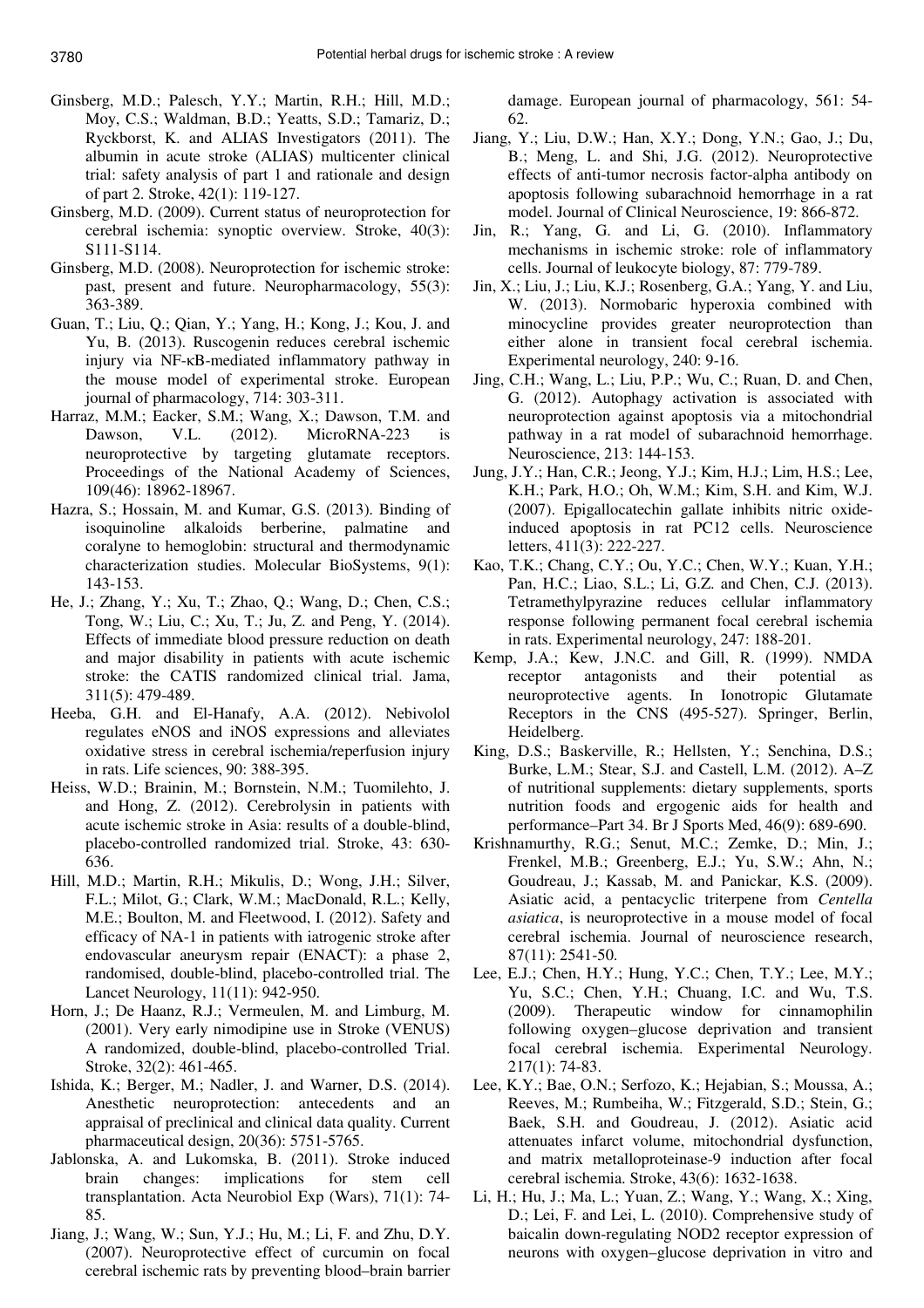Ginsberg, M.D.; Palesch, Y.Y.; Martin, R.H.; Hill, M.D.; Moy, C.S.; Waldman, B.D.; Yeatts, S.D.; Tamariz, D.; Ryckborst, K. and ALIAS Investigators (2011). The albumin in acute stroke (ALIAS) multicenter clinical trial: safety analysis of part 1 and rationale and design of part 2. Stroke, 42(1): 119-127.

Ginsberg, M.D. (2009). Current status of neuroprotection for cerebral ischemia: synoptic overview. Stroke, 40(3): S111-S114.

Ginsberg, M.D. (2008). Neuroprotection for ischemic stroke: past, present and future. Neuropharmacology, 55(3): 363-389.

Guan, T.; Liu, Q.; Qian, Y.; Yang, H.; Kong, J.; Kou, J. and Yu, B. (2013). Ruscogenin reduces cerebral ischemic injury via NF-κB-mediated inflammatory pathway in the mouse model of experimental stroke. European journal of pharmacology, 714: 303-311.

Harraz, M.M.; Eacker, S.M.; Wang, X.; Dawson, T.M. and Dawson, V.L. (2012). MicroRNA-223 is neuroprotective by targeting glutamate receptors. Proceedings of the National Academy of Sciences, 109(46): 18962-18967.

Hazra, S.; Hossain, M. and Kumar, G.S. (2013). Binding of isoquinoline alkaloids berberine, palmatine and coralyne to hemoglobin: structural and thermodynamic characterization studies. Molecular BioSystems, 9(1): 143-153.

He, J.; Zhang, Y.; Xu, T.; Zhao, Q.; Wang, D.; Chen, C.S.; Tong, W.; Liu, C.; Xu, T.; Ju, Z. and Peng, Y. (2014). Effects of immediate blood pressure reduction on death and major disability in patients with acute ischemic stroke: the CATIS randomized clinical trial. Jama, 311(5): 479-489.

Heeba, G.H. and El-Hanafy, A.A. (2012). Nebivolol regulates eNOS and iNOS expressions and alleviates oxidative stress in cerebral ischemia/reperfusion injury in rats. Life sciences, 90: 388-395.

Heiss, W.D.; Brainin, M.; Bornstein, N.M.; Tuomilehto, J. and Hong, Z. (2012). Cerebrolysin in patients with acute ischemic stroke in Asia: results of a double-blind, placebo-controlled randomized trial. Stroke, 43: 630-636.

Hill, M.D.; Martin, R.H.; Mikulis, D.; Wong, J.H.; Silver, F.L.; Milot, G.; Clark, W.M.; MacDonald, R.L.; Kelly, M.E.; Boulton, M. and Fleetwood, I. (2012). Safety and efficacy of NA-1 in patients with iatrogenic stroke after endovascular aneurysm repair (ENACT): a phase 2, randomised, double-blind, placebo-controlled trial. The Lancet Neurology, 11(11): 942-950.

Horn, J.; De Haanz, R.J.; Vermeulen, M. and Limburg, M. (2001). Very early nimodipine use in Stroke (VENUS) A randomized, double-blind, placebo-controlled Trial. Stroke, 32(2): 461-465.

Ishida, K.; Berger, M.; Nadler, J. and Warner, D.S. (2014). Anesthetic neuroprotection: antecedents and an appraisal of preclinical and clinical data quality. Current pharmaceutical design, 20(36): 5751-5765.

Jablonska, A. and Lukomska, B. (2011). Stroke induced brain changes: implications for stem cell transplantation. Acta Neurobiol Exp (Wars), 71(1): 74-85.

Jiang, J.; Wang, W.; Sun, Y.J.; Hu, M.; Li, F. and Zhu, D.Y. (2007). Neuroprotective effect of curcumin on focal cerebral ischemic rats by preventing blood–brain barrier damage. European journal of pharmacology, 561: 54-62.

Jiang, Y.; Liu, D.W.; Han, X.Y.; Dong, Y.N.; Gao, J.; Du, B.; Meng, L. and Shi, J.G. (2012). Neuroprotective effects of anti-tumor necrosis factor-alpha antibody on apoptosis following subarachnoid hemorrhage in a rat model. Journal of Clinical Neuroscience, 19: 866-872.

Jin, R.; Yang, G. and Li, G. (2010). Inflammatory mechanisms in ischemic stroke: role of inflammatory cells. Journal of leukocyte biology, 87: 779-789.

Jin, X.; Liu, J.; Liu, K.J.; Rosenberg, G.A.; Yang, Y. and Liu, W. (2013). Normobaric hyperoxia combined with minocycline provides greater neuroprotection than either alone in transient focal cerebral ischemia. Experimental neurology, 240: 9-16.

Jing, C.H.; Wang, L.; Liu, P.P.; Wu, C.; Ruan, D. and Chen, G. (2012). Autophagy activation is associated with neuroprotection against apoptosis via a mitochondrial pathway in a rat model of subarachnoid hemorrhage. Neuroscience, 213: 144-153.

Jung, J.Y.; Han, C.R.; Jeong, Y.J.; Kim, H.J.; Lim, H.S.; Lee, K.H.; Park, H.O.; Oh, W.M.; Kim, S.H. and Kim, W.J. (2007). Epigallocatechin gallate inhibits nitric oxide-induced apoptosis in rat PC12 cells. Neuroscience letters, 411(3): 222-227.

Kao, T.K.; Chang, C.Y.; Ou, Y.C.; Chen, W.Y.; Kuan, Y.H.; Pan, H.C.; Liao, S.L.; Li, G.Z. and Chen, C.J. (2013). Tetramethylpyrazine reduces cellular inflammatory response following permanent focal cerebral ischemia in rats. Experimental neurology, 247: 188-201.

Kemp, J.A.; Kew, J.N.C. and Gill, R. (1999). NMDA receptor antagonists and their potential as neuroprotective agents. In Ionotropic Glutamate Receptors in the CNS (495-527). Springer, Berlin, Heidelberg.

King, D.S.; Baskerville, R.; Hellsten, Y.; Senchina, D.S.; Burke, L.M.; Stear, S.J. and Castell, L.M. (2012). A–Z of nutritional supplements: dietary supplements, sports nutrition foods and ergogenic aids for health and performance–Part 34. Br J Sports Med, 46(9): 689-690.

Krishnamurthy, R.G.; Senut, M.C.; Zemke, D.; Min, J.; Frenkel, M.B.; Greenberg, E.J.; Yu, S.W.; Ahn, N.; Goudreau, J.; Kassab, M. and Panickar, K.S. (2009). Asiatic acid, a pentacyclic triterpene from *Centella asiatica*, is neuroprotective in a mouse model of focal cerebral ischemia. Journal of neuroscience research, 87(11): 2541-50.

Lee, E.J.; Chen, H.Y.; Hung, Y.C.; Chen, T.Y.; Lee, M.Y.; Yu, S.C.; Chen, Y.H.; Chuang, I.C. and Wu, T.S. (2009). Therapeutic window for cinnamophilin following oxygen–glucose deprivation and transient focal cerebral ischemia. Experimental Neurology. 217(1): 74-83.

Lee, K.Y.; Bae, O.N.; Serfozo, K.; Hejabian, S.; Moussa, A.; Reeves, M.; Rumbeiha, W.; Fitzgerald, S.D.; Stein, G.; Baek, S.H. and Goudreau, J. (2012). Asiatic acid attenuates infarct volume, mitochondrial dysfunction, and matrix metalloproteinase-9 induction after focal cerebral ischemia. Stroke, 43(6): 1632-1638.

Li, H.; Hu, J.; Ma, L.; Yuan, Z.; Wang, Y.; Wang, X.; Xing, D.; Lei, F. and Lei, L. (2010). Comprehensive study of baicalin down-regulating NOD2 receptor expression of neurons with oxygen–glucose deprivation in vitro and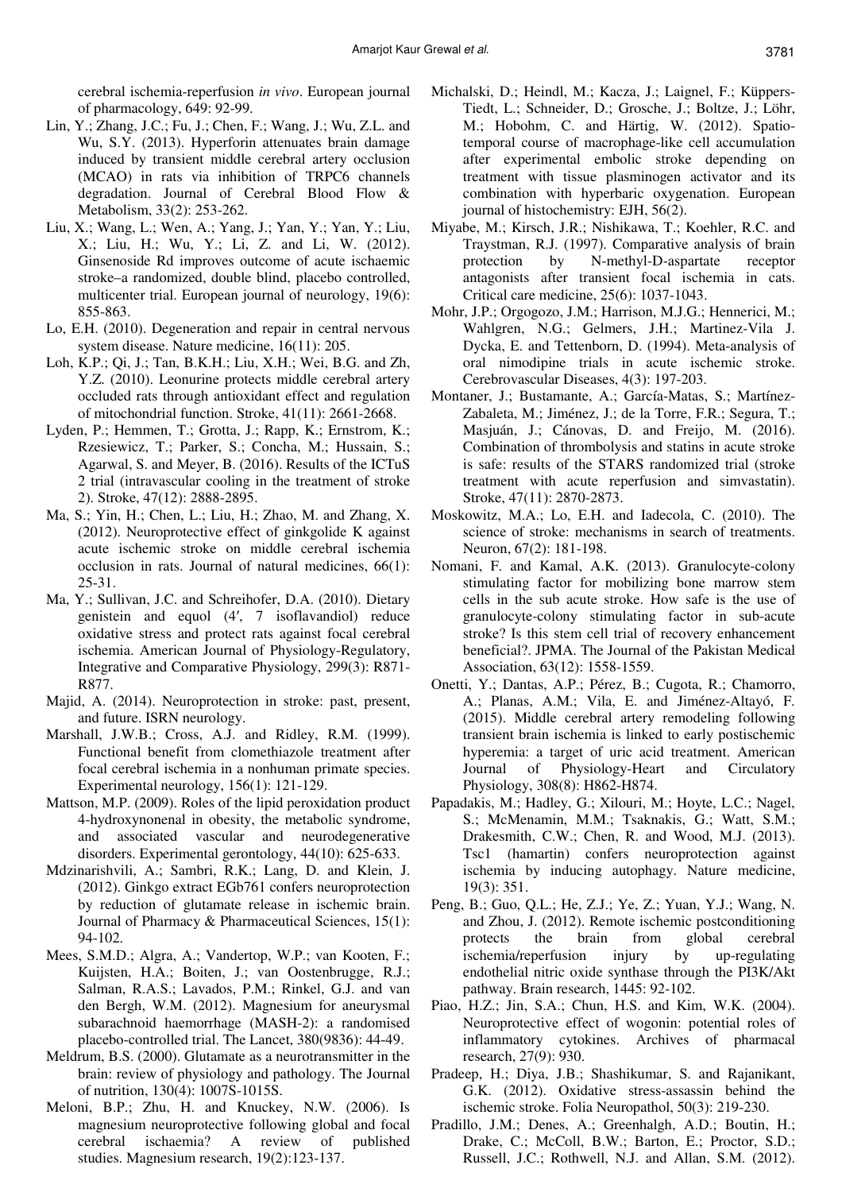cerebral ischemia-reperfusion *in vivo*. European journal of pharmacology, 649: 92-99.

Lin, Y.; Zhang, J.C.; Fu, J.; Chen, F.; Wang, J.; Wu, Z.L. and Wu, S.Y. (2013). Hyperforin attenuates brain damage induced by transient middle cerebral artery occlusion (MCAO) in rats via inhibition of TRPC6 channels degradation. Journal of Cerebral Blood Flow & Metabolism, 33(2): 253-262.

Liu, X.; Wang, L.; Wen, A.; Yang, J.; Yan, Y.; Yan, Y.; Liu, X.; Liu, H.; Wu, Y.; Li, Z. and Li, W. (2012). Ginsenoside Rd improves outcome of acute ischaemic stroke–a randomized, double blind, placebo controlled, multicenter trial. European journal of neurology, 19(6): 855-863.

Lo, E.H. (2010). Degeneration and repair in central nervous system disease. Nature medicine, 16(11): 205.

Loh, K.P.; Qi, J.; Tan, B.K.H.; Liu, X.H.; Wei, B.G. and Zh, Y.Z. (2010). Leonurine protects middle cerebral artery occluded rats through antioxidant effect and regulation of mitochondrial function. Stroke, 41(11): 2661-2668.

Lyden, P.; Hemmen, T.; Grotta, J.; Rapp, K.; Ernstrom, K.; Rzesiewicz, T.; Parker, S.; Concha, M.; Hussain, S.; Agarwal, S. and Meyer, B. (2016). Results of the ICTuS 2 trial (intravascular cooling in the treatment of stroke 2). Stroke, 47(12): 2888-2895.

Ma, S.; Yin, H.; Chen, L.; Liu, H.; Zhao, M. and Zhang, X. (2012). Neuroprotective effect of ginkgolide K against acute ischemic stroke on middle cerebral ischemia occlusion in rats. Journal of natural medicines, 66(1): 25-31.

Ma, Y.; Sullivan, J.C. and Schreihofer, D.A. (2010). Dietary genistein and equol (4′, 7 isoflavandiol) reduce oxidative stress and protect rats against focal cerebral ischemia. American Journal of Physiology-Regulatory, Integrative and Comparative Physiology, 299(3): R871-R877.

Majid, A. (2014). Neuroprotection in stroke: past, present, and future. ISRN neurology.

Marshall, J.W.B.; Cross, A.J. and Ridley, R.M. (1999). Functional benefit from clomethiazole treatment after focal cerebral ischemia in a nonhuman primate species. Experimental neurology, 156(1): 121-129.

Mattson, M.P. (2009). Roles of the lipid peroxidation product 4-hydroxynonenal in obesity, the metabolic syndrome, and associated vascular and neurodegenerative disorders. Experimental gerontology, 44(10): 625-633.

Mdzinarishvili, A.; Sambri, R.K.; Lang, D. and Klein, J. (2012). Ginkgo extract EGb761 confers neuroprotection by reduction of glutamate release in ischemic brain. Journal of Pharmacy & Pharmaceutical Sciences, 15(1): 94-102.

Mees, S.M.D.; Algra, A.; Vandertop, W.P.; van Kooten, F.; Kuijsten, H.A.; Boiten, J.; van Oostenbrugge, R.J.; Salman, R.A.S.; Lavados, P.M.; Rinkel, G.J. and van den Bergh, W.M. (2012). Magnesium for aneurysmal subarachnoid haemorrhage (MASH-2): a randomised placebo-controlled trial. The Lancet, 380(9836): 44-49.

Meldrum, B.S. (2000). Glutamate as a neurotransmitter in the brain: review of physiology and pathology. The Journal of nutrition, 130(4): 1007S-1015S.

Meloni, B.P.; Zhu, H. and Knuckey, N.W. (2006). Is magnesium neuroprotective following global and focal cerebral ischaemia? A review of published studies. Magnesium research, 19(2):123-137.

Michalski, D.; Heindl, M.; Kacza, J.; Laignel, F.; Küppers-Tiedt, L.; Schneider, D.; Grosche, J.; Boltze, J.; Löhr, M.; Hobohm, C. and Härtig, W. (2012). Spatio-temporal course of macrophage-like cell accumulation after experimental embolic stroke depending on treatment with tissue plasminogen activator and its combination with hyperbaric oxygenation. European journal of histochemistry: EJH, 56(2).

Miyabe, M.; Kirsch, J.R.; Nishikawa, T.; Koehler, R.C. and Traystman, R.J. (1997). Comparative analysis of brain protection by N-methyl-D-aspartate receptor antagonists after transient focal ischemia in cats. Critical care medicine, 25(6): 1037-1043.

Mohr, J.P.; Orgogozo, J.M.; Harrison, M.J.G.; Hennerici, M.; Wahlgren, N.G.; Gelmers, J.H.; Martinez-Vila J. Dycka, E. and Tettenborn, D. (1994). Meta-analysis of oral nimodipine trials in acute ischemic stroke. Cerebrovascular Diseases, 4(3): 197-203.

Montaner, J.; Bustamante, A.; García-Matas, S.; Martínez-Zabaleta, M.; Jiménez, J.; de la Torre, F.R.; Segura, T.; Masjuán, J.; Cánovas, D. and Freijo, M. (2016). Combination of thrombolysis and statins in acute stroke is safe: results of the STARS randomized trial (stroke treatment with acute reperfusion and simvastatin). Stroke, 47(11): 2870-2873.

Moskowitz, M.A.; Lo, E.H. and Iadecola, C. (2010). The science of stroke: mechanisms in search of treatments. Neuron, 67(2): 181-198.

Nomani, F. and Kamal, A.K. (2013). Granulocyte-colony stimulating factor for mobilizing bone marrow stem cells in the sub acute stroke. How safe is the use of granulocyte-colony stimulating factor in sub-acute stroke? Is this stem cell trial of recovery enhancement beneficial?. JPMA. The Journal of the Pakistan Medical Association, 63(12): 1558-1559.

Onetti, Y.; Dantas, A.P.; Pérez, B.; Cugota, R.; Chamorro, A.; Planas, A.M.; Vila, E. and Jiménez-Altayó, F. (2015). Middle cerebral artery remodeling following transient brain ischemia is linked to early postischemic hyperemia: a target of uric acid treatment. American Journal of Physiology-Heart and Circulatory Physiology, 308(8): H862-H874.

Papadakis, M.; Hadley, G.; Xilouri, M.; Hoyte, L.C.; Nagel, S.; McMenamin, M.M.; Tsaknakis, G.; Watt, S.M.; Drakesmith, C.W.; Chen, R. and Wood, M.J. (2013). Tsc1 (hamartin) confers neuroprotection against ischemia by inducing autophagy. Nature medicine, 19(3): 351.

Peng, B.; Guo, Q.L.; He, Z.J.; Ye, Z.; Yuan, Y.J.; Wang, N. and Zhou, J. (2012). Remote ischemic postconditioning protects the brain from global cerebral ischemia/reperfusion injury by up-regulating endothelial nitric oxide synthase through the PI3K/Akt pathway. Brain research, 1445: 92-102.

Piao, H.Z.; Jin, S.A.; Chun, H.S. and Kim, W.K. (2004). Neuroprotective effect of wogonin: potential roles of inflammatory cytokines. Archives of pharmacal research, 27(9): 930.

Pradeep, H.; Diya, J.B.; Shashikumar, S. and Rajanikant, G.K. (2012). Oxidative stress-assassin behind the ischemic stroke. Folia Neuropathol, 50(3): 219-230.

Pradillo, J.M.; Denes, A.; Greenhalgh, A.D.; Boutin, H.; Drake, C.; McColl, B.W.; Barton, E.; Proctor, S.D.; Russell, J.C.; Rothwell, N.J. and Allan, S.M. (2012).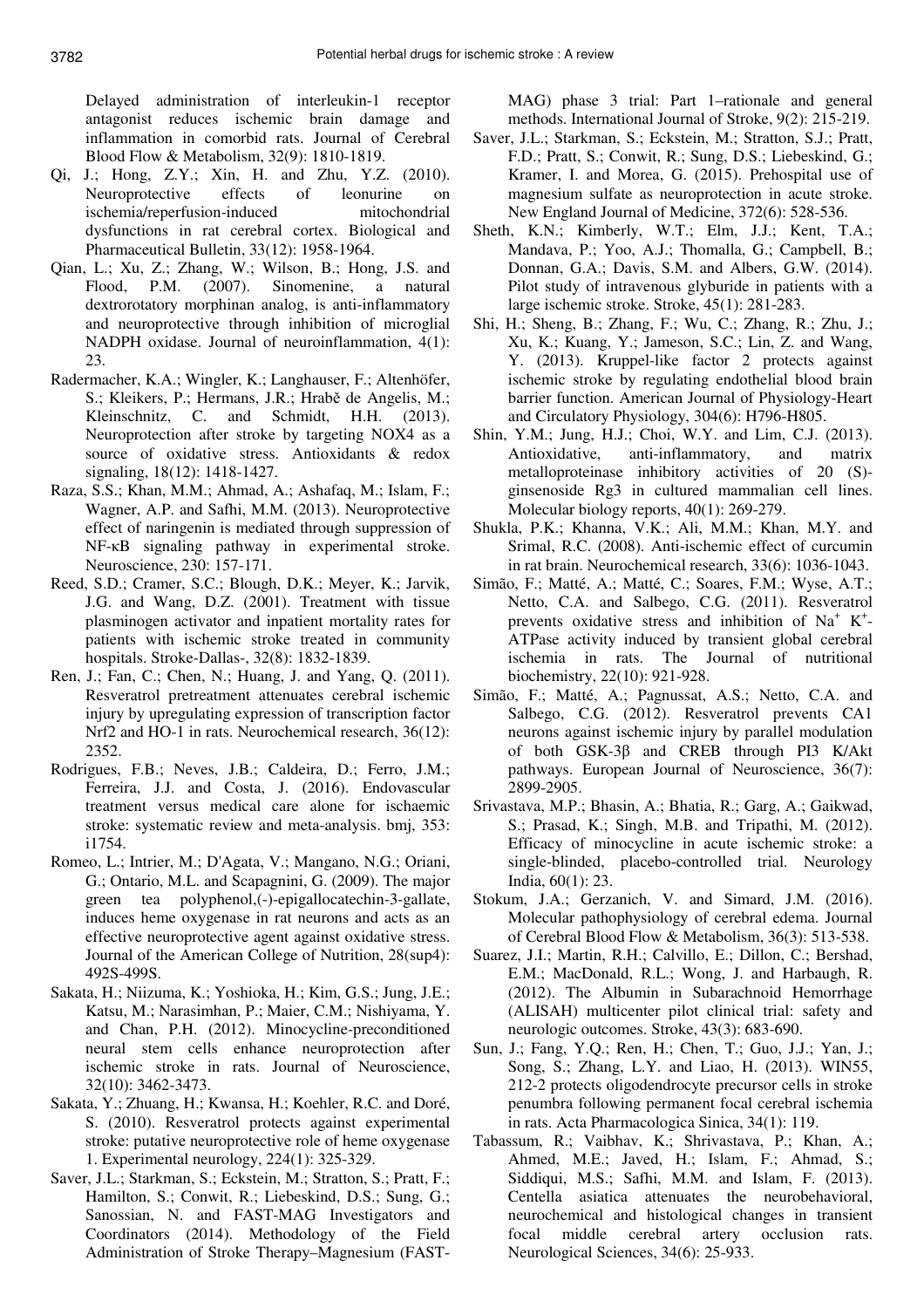Delayed administration of interleukin-1 receptor antagonist reduces ischemic brain damage and inflammation in comorbid rats. Journal of Cerebral Blood Flow & Metabolism, 32(9): 1810-1819.

Qi, J.; Hong, Z.Y.; Xin, H. and Zhu, Y.Z. (2010). Neuroprotective effects of leonurine on ischemia/reperfusion-induced mitochondrial dysfunctions in rat cerebral cortex. Biological and Pharmaceutical Bulletin, 33(12): 1958-1964.

Qian, L.; Xu, Z.; Zhang, W.; Wilson, B.; Hong, J.S. and Flood, P.M. (2007). Sinomenine, a natural dextrorotatory morphinan analog, is anti-inflammatory and neuroprotective through inhibition of microglial NADPH oxidase. Journal of neuroinflammation, 4(1): 23.

Radermacher, K.A.; Wingler, K.; Langhauser, F.; Altenhöfer, S.; Kleikers, P.; Hermans, J.R.; Hrabě de Angelis, M.; Kleinschnitz, C. and Schmidt, H.H. (2013). Neuroprotection after stroke by targeting NOX4 as a source of oxidative stress. Antioxidants & redox signaling, 18(12): 1418-1427.

Raza, S.S.; Khan, M.M.; Ahmad, A.; Ashafaq, M.; Islam, F.; Wagner, A.P. and Safhi, M.M. (2013). Neuroprotective effect of naringenin is mediated through suppression of NF-κB signaling pathway in experimental stroke. Neuroscience, 230: 157-171.

Reed, S.D.; Cramer, S.C.; Blough, D.K.; Meyer, K.; Jarvik, J.G. and Wang, D.Z. (2001). Treatment with tissue plasminogen activator and inpatient mortality rates for patients with ischemic stroke treated in community hospitals. Stroke-Dallas-, 32(8): 1832-1839.

Ren, J.; Fan, C.; Chen, N.; Huang, J. and Yang, Q. (2011). Resveratrol pretreatment attenuates cerebral ischemic injury by upregulating expression of transcription factor Nrf2 and HO-1 in rats. Neurochemical research, 36(12): 2352.

Rodrigues, F.B.; Neves, J.B.; Caldeira, D.; Ferro, J.M.; Ferreira, J.J. and Costa, J. (2016). Endovascular treatment versus medical care alone for ischaemic stroke: systematic review and meta-analysis. bmj, 353: i1754.

Romeo, L.; Intrier, M.; D'Agata, V.; Mangano, N.G.; Oriani, G.; Ontario, M.L. and Scapagnini, G. (2009). The major green tea polyphenol,(-)-epigallocatechin-3-gallate, induces heme oxygenase in rat neurons and acts as an effective neuroprotective agent against oxidative stress. Journal of the American College of Nutrition, 28(sup4): 492S-499S.

Sakata, H.; Niizuma, K.; Yoshioka, H.; Kim, G.S.; Jung, J.E.; Katsu, M.; Narasimhan, P.; Maier, C.M.; Nishiyama, Y. and Chan, P.H. (2012). Minocycline-preconditioned neural stem cells enhance neuroprotection after ischemic stroke in rats. Journal of Neuroscience, 32(10): 3462-3473.

Sakata, Y.; Zhuang, H.; Kwansa, H.; Koehler, R.C. and Doré, S. (2010). Resveratrol protects against experimental stroke: putative neuroprotective role of heme oxygenase 1. Experimental neurology, 224(1): 325-329.

Saver, J.L.; Starkman, S.; Eckstein, M.; Stratton, S.; Pratt, F.; Hamilton, S.; Conwit, R.; Liebeskind, D.S.; Sung, G.; Sanossian, N. and FAST-MAG Investigators and Coordinators (2014). Methodology of the Field Administration of Stroke Therapy–Magnesium (FAST-MAG) phase 3 trial: Part 1–rationale and general methods. International Journal of Stroke, 9(2): 215-219.

Saver, J.L.; Starkman, S.; Eckstein, M.; Stratton, S.J.; Pratt, F.D.; Pratt, S.; Conwit, R.; Sung, D.S.; Liebeskind, G.; Kramer, I. and Morea, G. (2015). Prehospital use of magnesium sulfate as neuroprotection in acute stroke. New England Journal of Medicine, 372(6): 528-536.

Sheth, K.N.; Kimberly, W.T.; Elm, J.J.; Kent, T.A.; Mandava, P.; Yoo, A.J.; Thomalla, G.; Campbell, B.; Donnan, G.A.; Davis, S.M. and Albers, G.W. (2014). Pilot study of intravenous glyburide in patients with a large ischemic stroke. Stroke, 45(1): 281-283.

Shi, H.; Sheng, B.; Zhang, F.; Wu, C.; Zhang, R.; Zhu, J.; Xu, K.; Kuang, Y.; Jameson, S.C.; Lin, Z. and Wang, Y. (2013). Kruppel-like factor 2 protects against ischemic stroke by regulating endothelial blood brain barrier function. American Journal of Physiology-Heart and Circulatory Physiology, 304(6): H796-H805.

Shin, Y.M.; Jung, H.J.; Choi, W.Y. and Lim, C.J. (2013). Antioxidative, anti-inflammatory, and matrix metalloproteinase inhibitory activities of 20 (S)-ginsenoside Rg3 in cultured mammalian cell lines. Molecular biology reports, 40(1): 269-279.

Shukla, P.K.; Khanna, V.K.; Ali, M.M.; Khan, M.Y. and Srimal, R.C. (2008). Anti-ischemic effect of curcumin in rat brain. Neurochemical research, 33(6): 1036-1043.

Simão, F.; Matté, A.; Matté, C.; Soares, F.M.; Wyse, A.T.; Netto, C.A. and Salbego, C.G. (2011). Resveratrol prevents oxidative stress and inhibition of $Na^+$ $K^+$-ATPase activity induced by transient global cerebral ischemia in rats. The Journal of nutritional biochemistry, 22(10): 921-928.

Simão, F.; Matté, A.; Pagnussat, A.S.; Netto, C.A. and Salbego, C.G. (2012). Resveratrol prevents CA1 neurons against ischemic injury by parallel modulation of both GSK-3β and CREB through PI3 K/Akt pathways. European Journal of Neuroscience, 36(7): 2899-2905.

Srivastava, M.P.; Bhasin, A.; Bhatia, R.; Garg, A.; Gaikwad, S.; Prasad, K.; Singh, M.B. and Tripathi, M. (2012). Efficacy of minocycline in acute ischemic stroke: a single-blinded, placebo-controlled trial. Neurology India, 60(1): 23.

Stokum, J.A.; Gerzanich, V. and Simard, J.M. (2016). Molecular pathophysiology of cerebral edema. Journal of Cerebral Blood Flow & Metabolism, 36(3): 513-538.

Suarez, J.I.; Martin, R.H.; Calvillo, E.; Dillon, C.; Bershad, E.M.; MacDonald, R.L.; Wong, J. and Harbaugh, R. (2012). The Albumin in Subarachnoid Hemorrhage (ALISAH) multicenter pilot clinical trial: safety and neurologic outcomes. Stroke, 43(3): 683-690.

Sun, J.; Fang, Y.Q.; Ren, H.; Chen, T.; Guo, J.J.; Yan, J.; Song, S.; Zhang, L.Y. and Liao, H. (2013). WIN55, 212-2 protects oligodendrocyte precursor cells in stroke penumbra following permanent focal cerebral ischemia in rats. Acta Pharmacologica Sinica, 34(1): 119.

Tabassum, R.; Vaibhav, K.; Shrivastava, P.; Khan, A.; Ahmed, M.E.; Javed, H.; Islam, F.; Ahmad, S.; Siddiqui, M.S.; Safhi, M.M. and Islam, F. (2013). Centella asiatica attenuates the neurobehavioral, neurochemical and histological changes in transient focal middle cerebral artery occlusion rats. Neurological Sciences, 34(6): 25-933.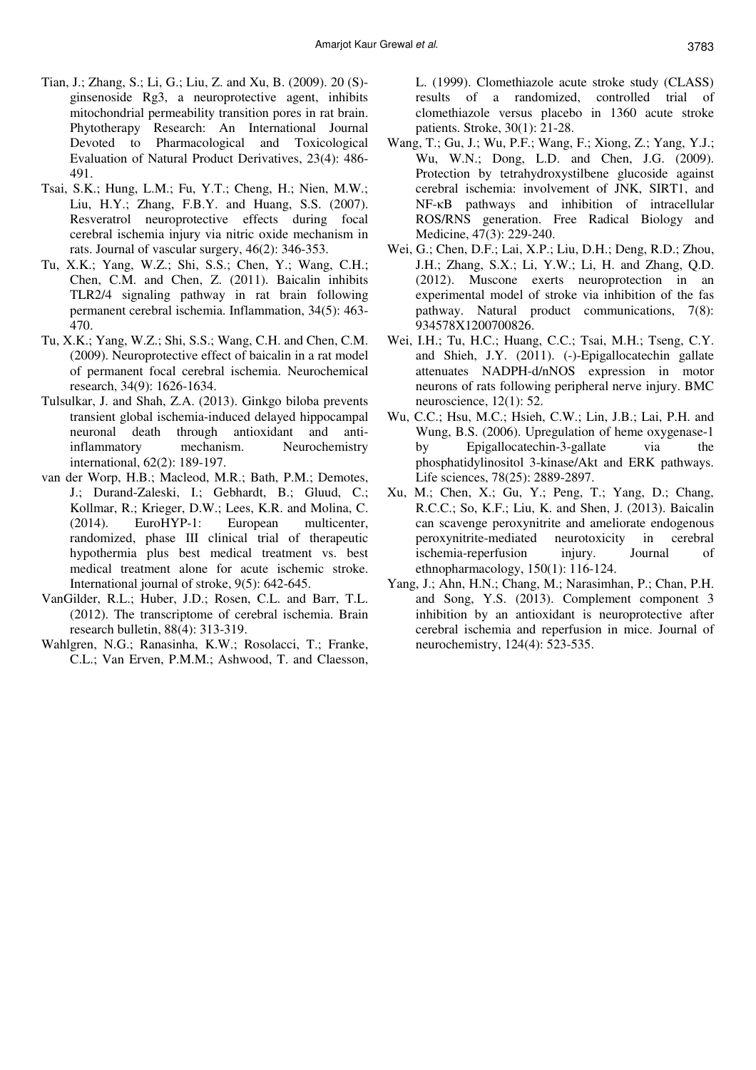Tian, J.; Zhang, S.; Li, G.; Liu, Z. and Xu, B. (2009). 20 (S)-ginsenoside Rg3, a neuroprotective agent, inhibits mitochondrial permeability transition pores in rat brain. Phytotherapy Research: An International Journal Devoted to Pharmacological and Toxicological Evaluation of Natural Product Derivatives, 23(4): 486-491.

Tsai, S.K.; Hung, L.M.; Fu, Y.T.; Cheng, H.; Nien, M.W.; Liu, H.Y.; Zhang, F.B.Y. and Huang, S.S. (2007). Resveratrol neuroprotective effects during focal cerebral ischemia injury via nitric oxide mechanism in rats. Journal of vascular surgery, 46(2): 346-353.

Tu, X.K.; Yang, W.Z.; Shi, S.S.; Chen, Y.; Wang, C.H.; Chen, C.M. and Chen, Z. (2011). Baicalin inhibits TLR2/4 signaling pathway in rat brain following permanent cerebral ischemia. Inflammation, 34(5): 463-470.

Tu, X.K.; Yang, W.Z.; Shi, S.S.; Wang, C.H. and Chen, C.M. (2009). Neuroprotective effect of baicalin in a rat model of permanent focal cerebral ischemia. Neurochemical research, 34(9): 1626-1634.

Tulsulkar, J. and Shah, Z.A. (2013). Ginkgo biloba prevents transient global ischemia-induced delayed hippocampal neuronal death through antioxidant and anti-inflammatory mechanism. Neurochemistry international, 62(2): 189-197.

van der Worp, H.B.; Macleod, M.R.; Bath, P.M.; Demotes, J.; Durand-Zaleski, I.; Gebhardt, B.; Gluud, C.; Kollmar, R.; Krieger, D.W.; Lees, K.R. and Molina, C. (2014). EuroHYP-1: European multicenter, randomized, phase III clinical trial of therapeutic hypothermia plus best medical treatment vs. best medical treatment alone for acute ischemic stroke. International journal of stroke, 9(5): 642-645.

VanGilder, R.L.; Huber, J.D.; Rosen, C.L. and Barr, T.L. (2012). The transcriptome of cerebral ischemia. Brain research bulletin, 88(4): 313-319.

Wahlgren, N.G.; Ranasinha, K.W.; Rosolacci, T.; Franke, C.L.; Van Erven, P.M.M.; Ashwood, T. and Claesson, L. (1999). Clomethiazole acute stroke study (CLASS) results of a randomized, controlled trial of clomethiazole versus placebo in 1360 acute stroke patients. Stroke, 30(1): 21-28.

Wang, T.; Gu, J.; Wu, P.F.; Wang, F.; Xiong, Z.; Yang, Y.J.; Wu, W.N.; Dong, L.D. and Chen, J.G. (2009). Protection by tetrahydroxystilbene glucoside against cerebral ischemia: involvement of JNK, SIRT1, and NF-κB pathways and inhibition of intracellular ROS/RNS generation. Free Radical Biology and Medicine, 47(3): 229-240.

Wei, G.; Chen, D.F.; Lai, X.P.; Liu, D.H.; Deng, R.D.; Zhou, J.H.; Zhang, S.X.; Li, Y.W.; Li, H. and Zhang, Q.D. (2012). Muscone exerts neuroprotection in an experimental model of stroke via inhibition of the fas pathway. Natural product communications, 7(8): 934578X1200700826.

Wei, I.H.; Tu, H.C.; Huang, C.C.; Tsai, M.H.; Tseng, C.Y. and Shieh, J.Y. (2011). (-)-Epigallocatechin gallate attenuates NADPH-d/nNOS expression in motor neurons of rats following peripheral nerve injury. BMC neuroscience, 12(1): 52.

Wu, C.C.; Hsu, M.C.; Hsieh, C.W.; Lin, J.B.; Lai, P.H. and Wung, B.S. (2006). Upregulation of heme oxygenase-1 by Epigallocatechin-3-gallate via the phosphatidylinositol 3-kinase/Akt and ERK pathways. Life sciences, 78(25): 2889-2897.

Xu, M.; Chen, X.; Gu, Y.; Peng, T.; Yang, D.; Chang, R.C.C.; So, K.F.; Liu, K. and Shen, J. (2013). Baicalin can scavenge peroxynitrite and ameliorate endogenous peroxynitrite-mediated neurotoxicity in cerebral ischemia-reperfusion injury. Journal of ethnopharmacology, 150(1): 116-124.

Yang, J.; Ahn, H.N.; Chang, M.; Narasimhan, P.; Chan, P.H. and Song, Y.S. (2013). Complement component 3 inhibition by an antioxidant is neuroprotective after cerebral ischemia and reperfusion in mice. Journal of neurochemistry, 124(4): 523-535.